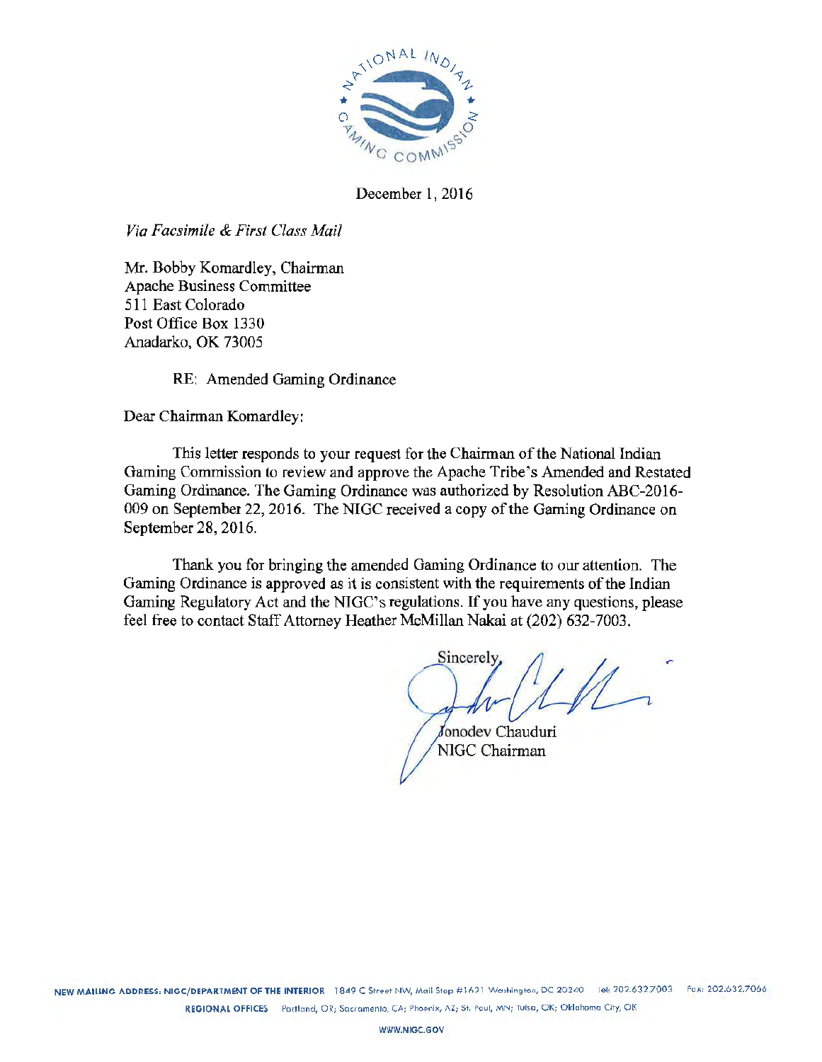December 1, 2016

*Via Facsimile & First Class Mail*

Mr. Bobby Komardley, Chairman
Apache Business Committee
511 East Colorado
Post Office Box 1330
Anadarko, OK 73005

RE: Amended Gaming Ordinance

Dear Chairman Komardley:

This letter responds to your request for the Chairman of the National Indian Gaming Commission to review and approve the Apache Tribe's Amended and Restated Gaming Ordinance. The Gaming Ordinance was authorized by Resolution ABC-2016-009 on September 22, 2016. The NIGC received a copy of the Gaming Ordinance on September 28, 2016.

Thank you for bringing the amended Gaming Ordinance to our attention. The Gaming Ordinance is approved as it is consistent with the requirements of the Indian Gaming Regulatory Act and the NIGC's regulations. If you have any questions, please feel free to contact Staff Attorney Heather McMillan Nakai at (202) 632-7003.

Sincerely,

Jonodev Chauduri
NIGC Chairman

NEW MAILING ADDRESS: NIGC/DEPARTMENT OF THE INTERIOR 1849 C Street NW, Mail Stop #1621 Washington, DC 20240 Tel: 202.632.7003 Fax: 202.632.7066

REGIONAL OFFICES Portland, OR; Sacramento, CA; Phoenix, AZ; St. Paul, MN; Tulsa, OK; Oklahoma City, OK

WWW.NIGC.GOV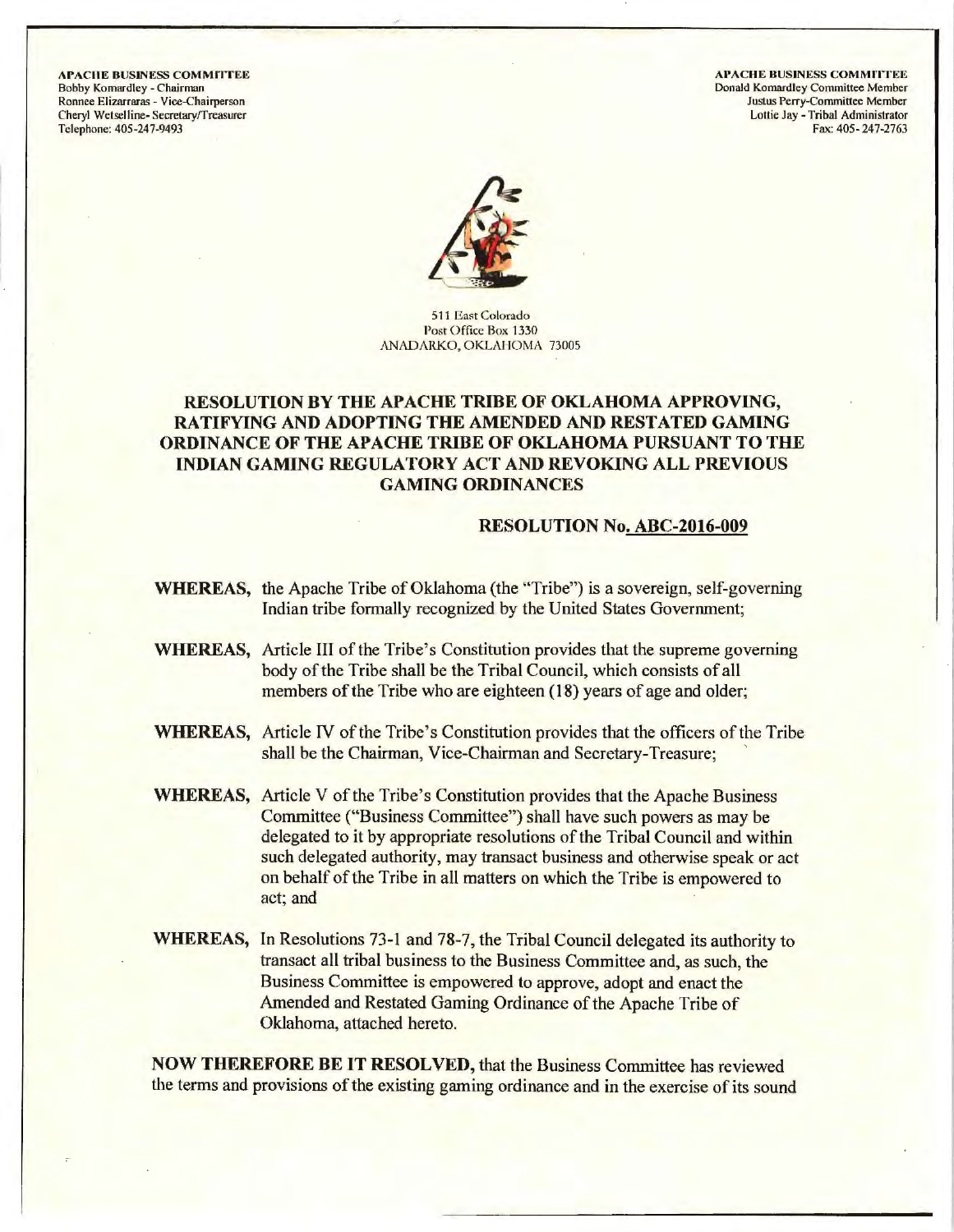**APACHE BUSINESS COMMITTEE**
Bobby Komardley - Chairman
Ronnee Elizarraras - Vice-Chairperson
Cheryl Wetselline- Secretary/Treasurer
Telephone: 405-247-9493

**APACHE BUSINESS COMMITTEE**
Donald Komardley Committee Member
Justus Perry-Committee Member
Lottie Jay - Tribal Administrator
Fax: 405-247-2763

511 East Colorado
Post Office Box 1330
ANADARKO, OKLAHOMA 73005

## RESOLUTION BY THE APACHE TRIBE OF OKLAHOMA APPROVING, RATIFYING AND ADOPTING THE AMENDED AND RESTATED GAMING ORDINANCE OF THE APACHE TRIBE OF OKLAHOMA PURSUANT TO THE INDIAN GAMING REGULATORY ACT AND REVOKING ALL PREVIOUS GAMING ORDINANCES

**RESOLUTION No. ABC-2016-009**

**WHEREAS,** the Apache Tribe of Oklahoma (the "Tribe") is a sovereign, self-governing Indian tribe formally recognized by the United States Government;

**WHEREAS,** Article III of the Tribe's Constitution provides that the supreme governing body of the Tribe shall be the Tribal Council, which consists of all members of the Tribe who are eighteen (18) years of age and older;

**WHEREAS,** Article IV of the Tribe's Constitution provides that the officers of the Tribe shall be the Chairman, Vice-Chairman and Secretary-Treasure;

**WHEREAS,** Article V of the Tribe's Constitution provides that the Apache Business Committee ("Business Committee") shall have such powers as may be delegated to it by appropriate resolutions of the Tribal Council and within such delegated authority, may transact business and otherwise speak or act on behalf of the Tribe in all matters on which the Tribe is empowered to act; and

**WHEREAS,** In Resolutions 73-1 and 78-7, the Tribal Council delegated its authority to transact all tribal business to the Business Committee and, as such, the Business Committee is empowered to approve, adopt and enact the Amended and Restated Gaming Ordinance of the Apache Tribe of Oklahoma, attached hereto.

**NOW THEREFORE BE IT RESOLVED,** that the Business Committee has reviewed the terms and provisions of the existing gaming ordinance and in the exercise of its sound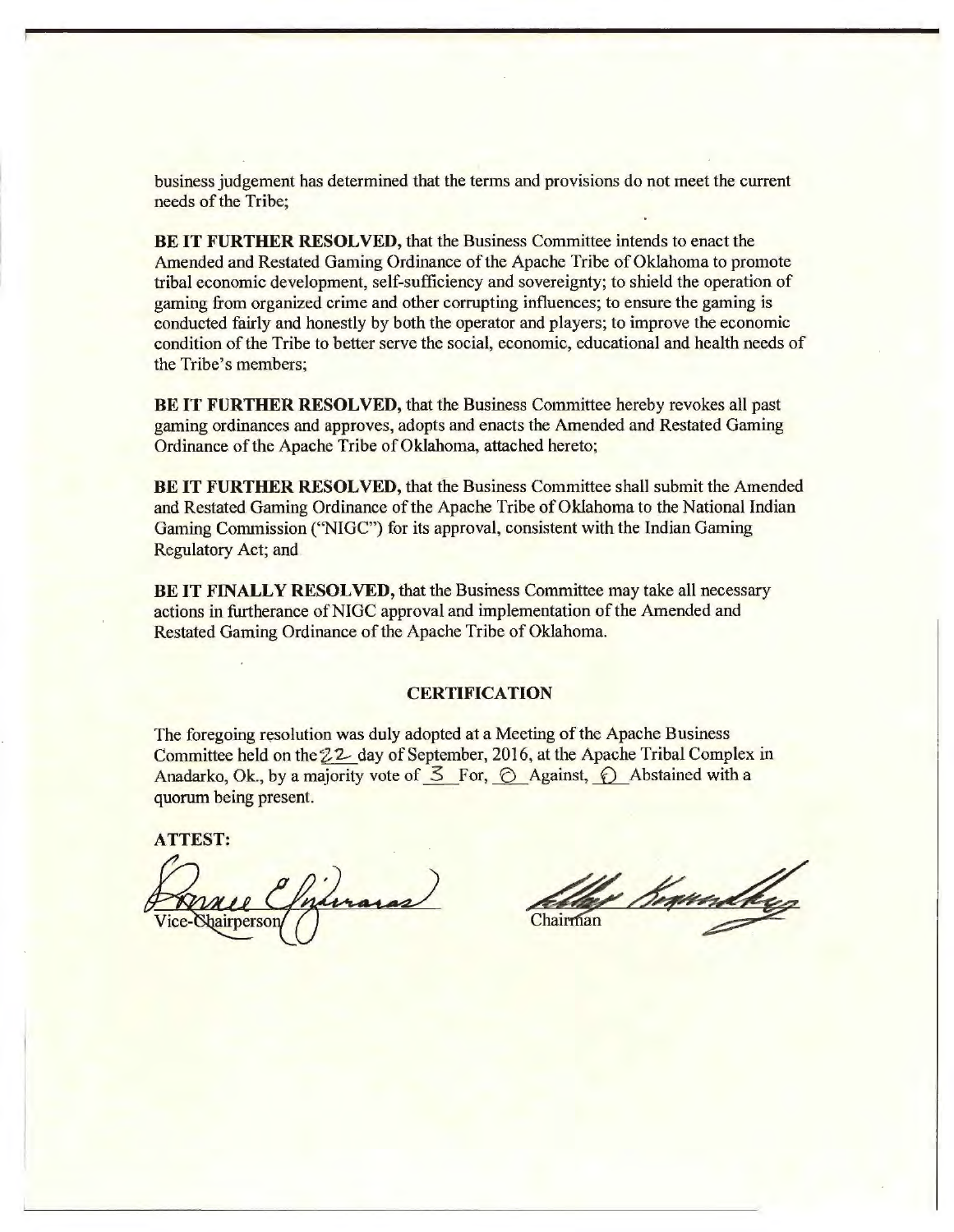business judgement has determined that the terms and provisions do not meet the current needs of the Tribe;

**BE IT FURTHER RESOLVED,** that the Business Committee intends to enact the Amended and Restated Gaming Ordinance of the Apache Tribe of Oklahoma to promote tribal economic development, self-sufficiency and sovereignty; to shield the operation of gaming from organized crime and other corrupting influences; to ensure the gaming is conducted fairly and honestly by both the operator and players; to improve the economic condition of the Tribe to better serve the social, economic, educational and health needs of the Tribe's members;

**BE IT FURTHER RESOLVED,** that the Business Committee hereby revokes all past gaming ordinances and approves, adopts and enacts the Amended and Restated Gaming Ordinance of the Apache Tribe of Oklahoma, attached hereto;

**BE IT FURTHER RESOLVED,** that the Business Committee shall submit the Amended and Restated Gaming Ordinance of the Apache Tribe of Oklahoma to the National Indian Gaming Commission ("NIGC") for its approval, consistent with the Indian Gaming Regulatory Act; and

**BE IT FINALLY RESOLVED,** that the Business Committee may take all necessary actions in furtherance of NIGC approval and implementation of the Amended and Restated Gaming Ordinance of the Apache Tribe of Oklahoma.

**CERTIFICATION**

The foregoing resolution was duly adopted at a Meeting of the Apache Business Committee held on the 22 day of September, 2016, at the Apache Tribal Complex in Anadarko, Ok., by a majority vote of 3 For, 0 Against, 0 Abstained with a quorum being present.

**ATTEST:**

Vice-Chairperson

Chairman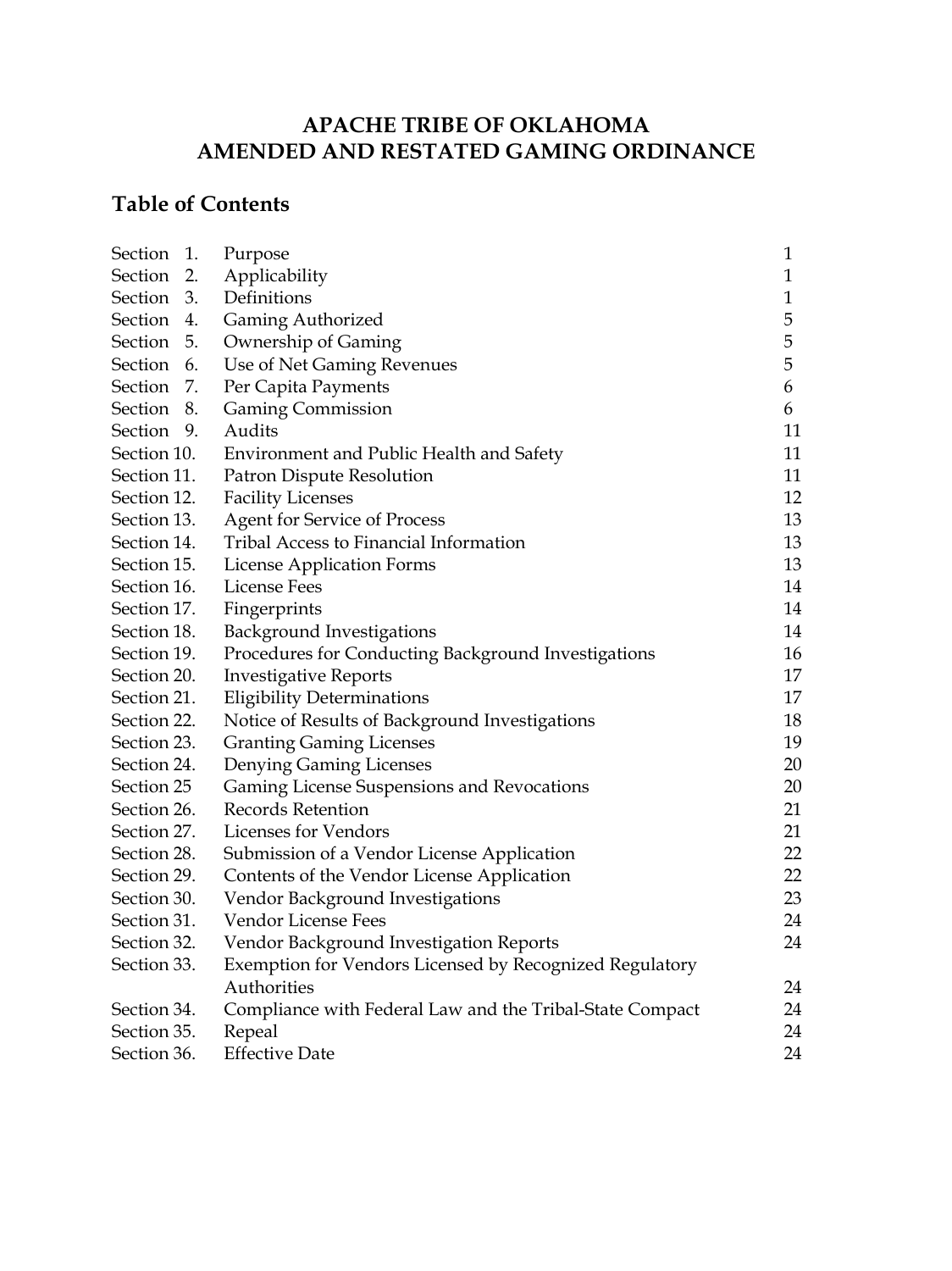# APACHE TRIBE OF OKLAHOMA
# AMENDED AND RESTATED GAMING ORDINANCE

## Table of Contents

| | | |
|---|---|---|
| Section 1. | Purpose | 1 |
| Section 2. | Applicability | 1 |
| Section 3. | Definitions | 1 |
| Section 4. | Gaming Authorized | 5 |
| Section 5. | Ownership of Gaming | 5 |
| Section 6. | Use of Net Gaming Revenues | 5 |
| Section 7. | Per Capita Payments | 6 |
| Section 8. | Gaming Commission | 6 |
| Section 9. | Audits | 11 |
| Section 10. | Environment and Public Health and Safety | 11 |
| Section 11. | Patron Dispute Resolution | 11 |
| Section 12. | Facility Licenses | 12 |
| Section 13. | Agent for Service of Process | 13 |
| Section 14. | Tribal Access to Financial Information | 13 |
| Section 15. | License Application Forms | 13 |
| Section 16. | License Fees | 14 |
| Section 17. | Fingerprints | 14 |
| Section 18. | Background Investigations | 14 |
| Section 19. | Procedures for Conducting Background Investigations | 16 |
| Section 20. | Investigative Reports | 17 |
| Section 21. | Eligibility Determinations | 17 |
| Section 22. | Notice of Results of Background Investigations | 18 |
| Section 23. | Granting Gaming Licenses | 19 |
| Section 24. | Denying Gaming Licenses | 20 |
| Section 25 | Gaming License Suspensions and Revocations | 20 |
| Section 26. | Records Retention | 21 |
| Section 27. | Licenses for Vendors | 21 |
| Section 28. | Submission of a Vendor License Application | 22 |
| Section 29. | Contents of the Vendor License Application | 22 |
| Section 30. | Vendor Background Investigations | 23 |
| Section 31. | Vendor License Fees | 24 |
| Section 32. | Vendor Background Investigation Reports | 24 |
| Section 33. | Exemption for Vendors Licensed by Recognized Regulatory Authorities | 24 |
| Section 34. | Compliance with Federal Law and the Tribal-State Compact | 24 |
| Section 35. | Repeal | 24 |
| Section 36. | Effective Date | 24 |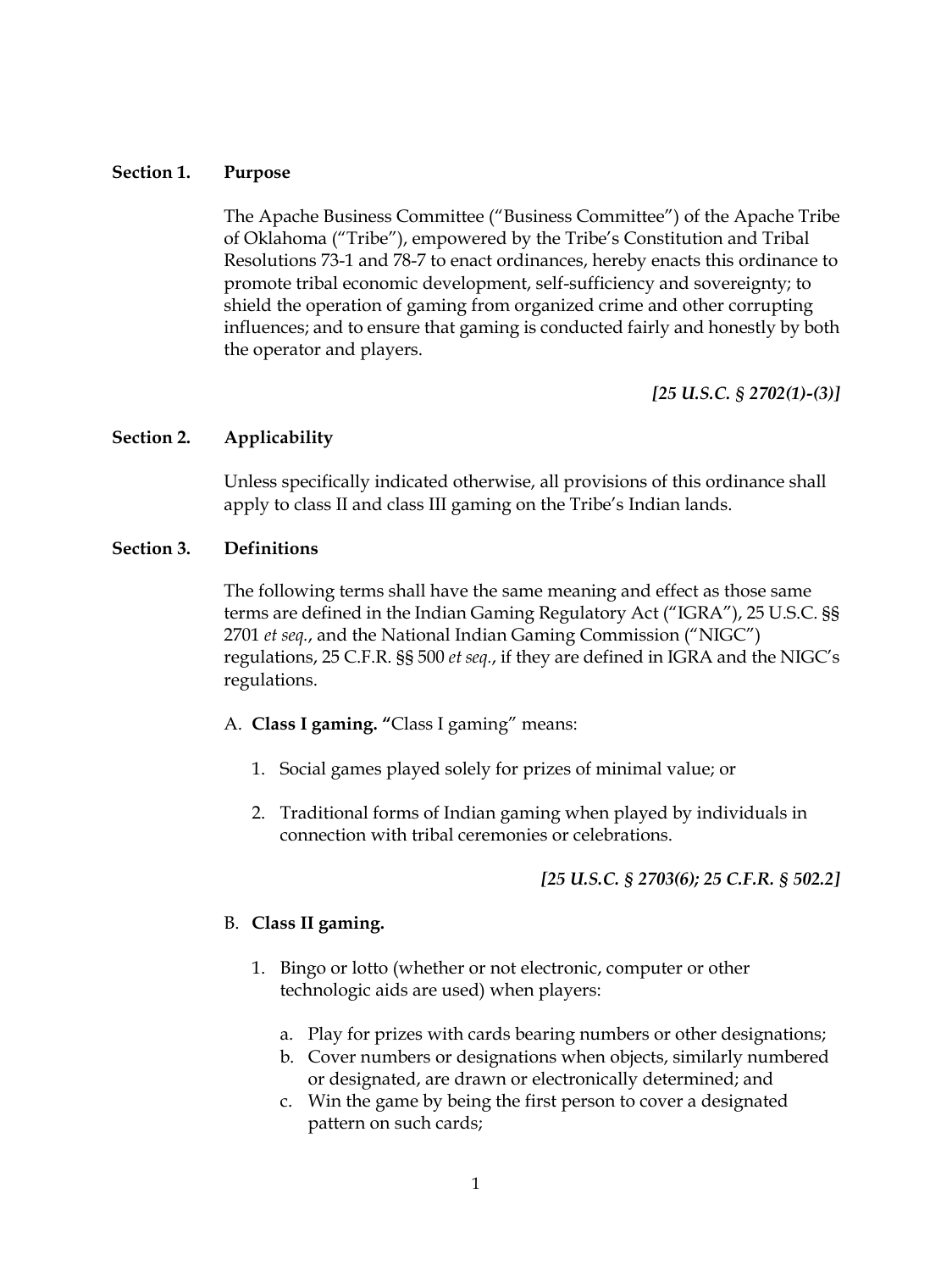**Section 1. Purpose**

The Apache Business Committee ("Business Committee") of the Apache Tribe of Oklahoma ("Tribe"), empowered by the Tribe's Constitution and Tribal Resolutions 73-1 and 78-7 to enact ordinances, hereby enacts this ordinance to promote tribal economic development, self-sufficiency and sovereignty; to shield the operation of gaming from organized crime and other corrupting influences; and to ensure that gaming is conducted fairly and honestly by both the operator and players.

***[25 U.S.C. § 2702(1)-(3)]***

**Section 2. Applicability**

Unless specifically indicated otherwise, all provisions of this ordinance shall apply to class II and class III gaming on the Tribe's Indian lands.

**Section 3. Definitions**

The following terms shall have the same meaning and effect as those same terms are defined in the Indian Gaming Regulatory Act ("IGRA"), 25 U.S.C. §§ 2701 *et seq.*, and the National Indian Gaming Commission ("NIGC") regulations, 25 C.F.R. §§ 500 *et seq.*, if they are defined in IGRA and the NIGC's regulations.

A. **Class I gaming. "**Class I gaming" means:

1. Social games played solely for prizes of minimal value; or

2. Traditional forms of Indian gaming when played by individuals in connection with tribal ceremonies or celebrations.

***[25 U.S.C. § 2703(6); 25 C.F.R. § 502.2]***

B. **Class II gaming.**

1. Bingo or lotto (whether or not electronic, computer or other technologic aids are used) when players:

   a. Play for prizes with cards bearing numbers or other designations;
   b. Cover numbers or designations when objects, similarly numbered or designated, are drawn or electronically determined; and
   c. Win the game by being the first person to cover a designated pattern on such cards;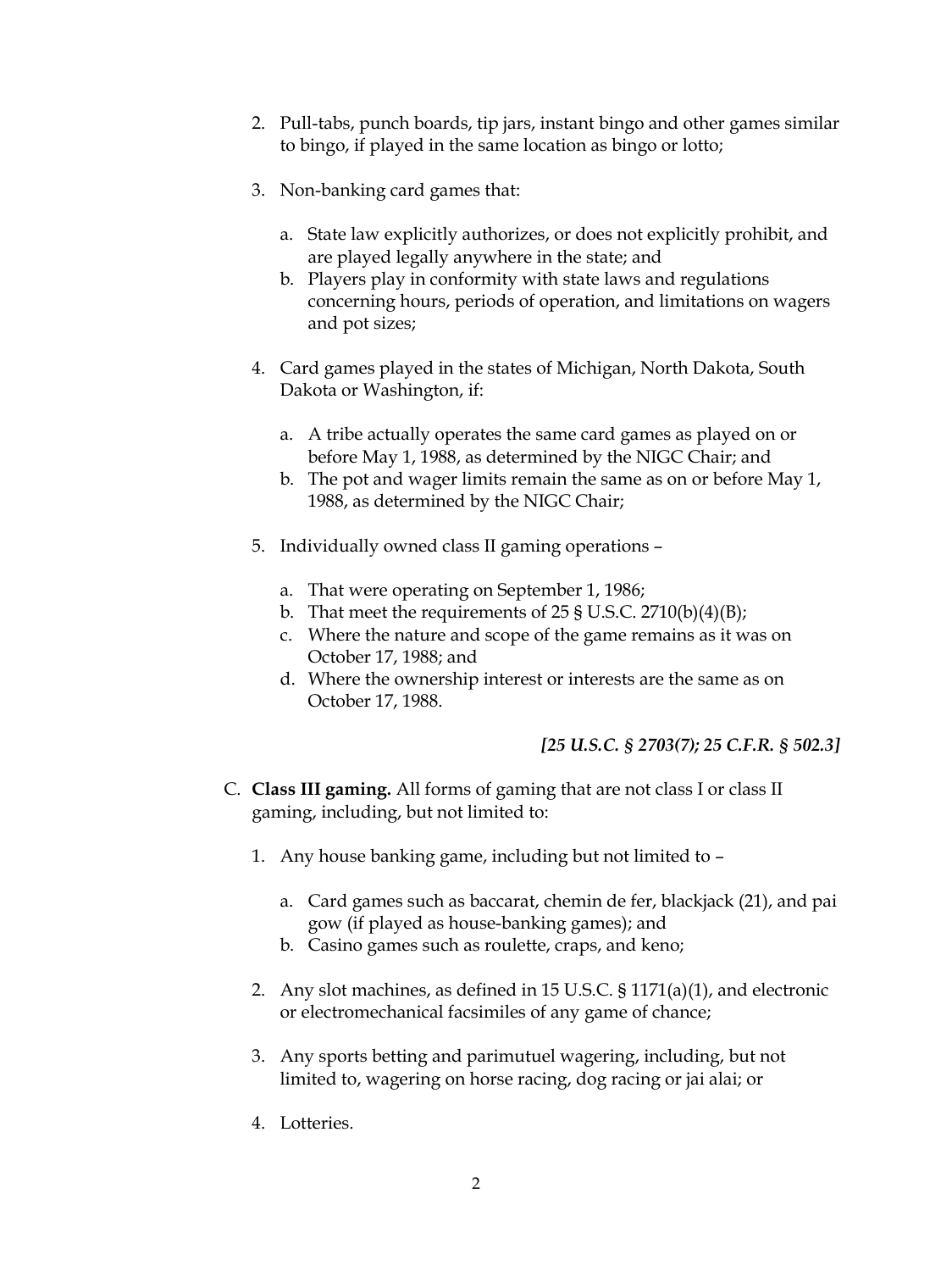2. Pull-tabs, punch boards, tip jars, instant bingo and other games similar to bingo, if played in the same location as bingo or lotto;

3. Non-banking card games that:

   a. State law explicitly authorizes, or does not explicitly prohibit, and are played legally anywhere in the state; and
   b. Players play in conformity with state laws and regulations concerning hours, periods of operation, and limitations on wagers and pot sizes;

4. Card games played in the states of Michigan, North Dakota, South Dakota or Washington, if:

   a. A tribe actually operates the same card games as played on or before May 1, 1988, as determined by the NIGC Chair; and
   b. The pot and wager limits remain the same as on or before May 1, 1988, as determined by the NIGC Chair;

5. Individually owned class II gaming operations –

   a. That were operating on September 1, 1986;
   b. That meet the requirements of 25 § U.S.C. 2710(b)(4)(B);
   c. Where the nature and scope of the game remains as it was on October 17, 1988; and
   d. Where the ownership interest or interests are the same as on October 17, 1988.

***[25 U.S.C. § 2703(7); 25 C.F.R. § 502.3]***

C. **Class III gaming.** All forms of gaming that are not class I or class II gaming, including, but not limited to:

1. Any house banking game, including but not limited to –

   a. Card games such as baccarat, chemin de fer, blackjack (21), and pai gow (if played as house-banking games); and
   b. Casino games such as roulette, craps, and keno;

2. Any slot machines, as defined in 15 U.S.C. § 1171(a)(1), and electronic or electromechanical facsimiles of any game of chance;

3. Any sports betting and parimutuel wagering, including, but not limited to, wagering on horse racing, dog racing or jai alai; or

4. Lotteries.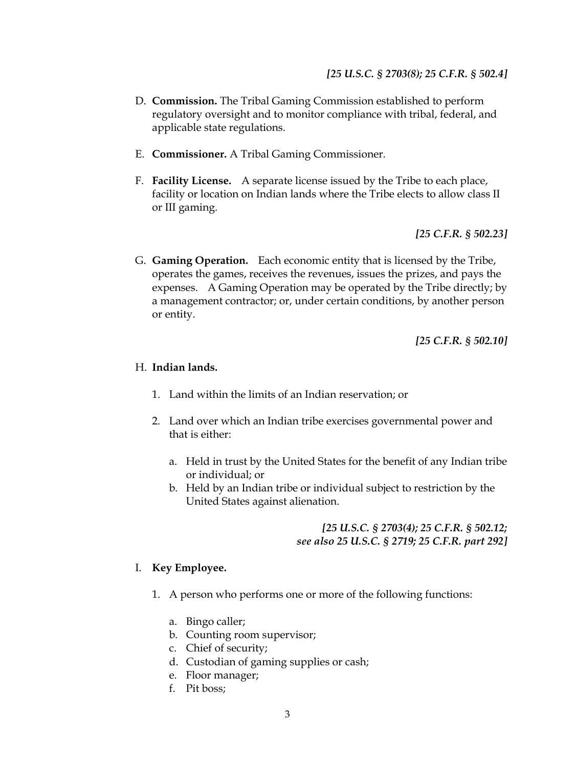***[25 U.S.C. § 2703(8); 25 C.F.R. § 502.4]***

D. **Commission.** The Tribal Gaming Commission established to perform regulatory oversight and to monitor compliance with tribal, federal, and applicable state regulations.

E. **Commissioner.** A Tribal Gaming Commissioner.

F. **Facility License.** A separate license issued by the Tribe to each place, facility or location on Indian lands where the Tribe elects to allow class II or III gaming.

***[25 C.F.R. § 502.23]***

G. **Gaming Operation.** Each economic entity that is licensed by the Tribe, operates the games, receives the revenues, issues the prizes, and pays the expenses. A Gaming Operation may be operated by the Tribe directly; by a management contractor; or, under certain conditions, by another person or entity.

***[25 C.F.R. § 502.10]***

H. **Indian lands.**

1. Land within the limits of an Indian reservation; or

2. Land over which an Indian tribe exercises governmental power and that is either:

   a. Held in trust by the United States for the benefit of any Indian tribe or individual; or
   b. Held by an Indian tribe or individual subject to restriction by the United States against alienation.

***[25 U.S.C. § 2703(4); 25 C.F.R. § 502.12; see also 25 U.S.C. § 2719; 25 C.F.R. part 292]***

I. **Key Employee.**

1. A person who performs one or more of the following functions:

   a. Bingo caller;
   b. Counting room supervisor;
   c. Chief of security;
   d. Custodian of gaming supplies or cash;
   e. Floor manager;
   f. Pit boss;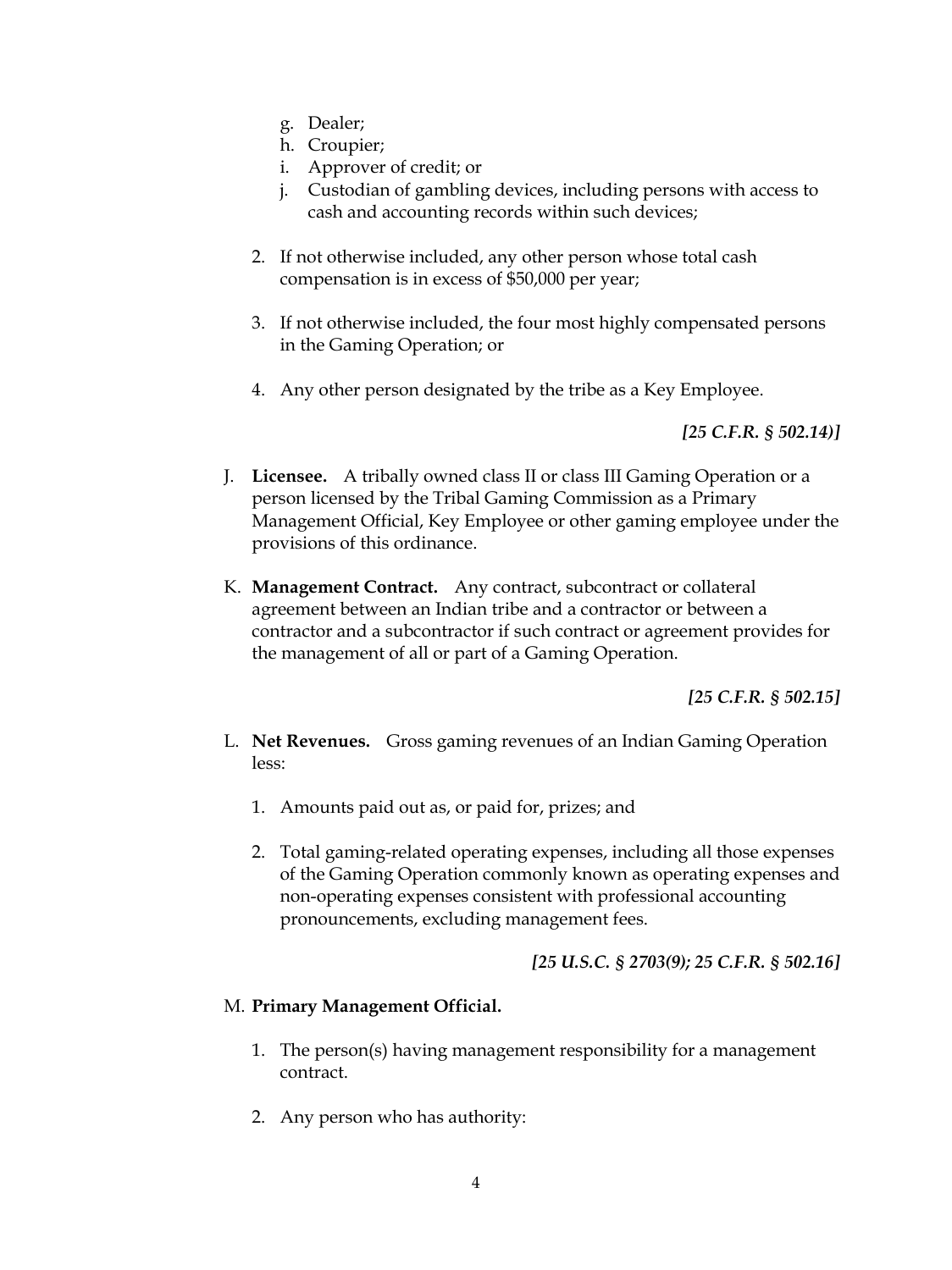g. Dealer;
h. Croupier;
i. Approver of credit; or
j. Custodian of gambling devices, including persons with access to cash and accounting records within such devices;

2. If not otherwise included, any other person whose total cash compensation is in excess of $50,000 per year;

3. If not otherwise included, the four most highly compensated persons in the Gaming Operation; or

4. Any other person designated by the tribe as a Key Employee.

***[25 C.F.R. § 502.14)]***

J. **Licensee.** A tribally owned class II or class III Gaming Operation or a person licensed by the Tribal Gaming Commission as a Primary Management Official, Key Employee or other gaming employee under the provisions of this ordinance.

K. **Management Contract.** Any contract, subcontract or collateral agreement between an Indian tribe and a contractor or between a contractor and a subcontractor if such contract or agreement provides for the management of all or part of a Gaming Operation.

***[25 C.F.R. § 502.15]***

L. **Net Revenues.** Gross gaming revenues of an Indian Gaming Operation less:

1. Amounts paid out as, or paid for, prizes; and

2. Total gaming-related operating expenses, including all those expenses of the Gaming Operation commonly known as operating expenses and non-operating expenses consistent with professional accounting pronouncements, excluding management fees.

***[25 U.S.C. § 2703(9); 25 C.F.R. § 502.16]***

M. **Primary Management Official.**

1. The person(s) having management responsibility for a management contract.

2. Any person who has authority: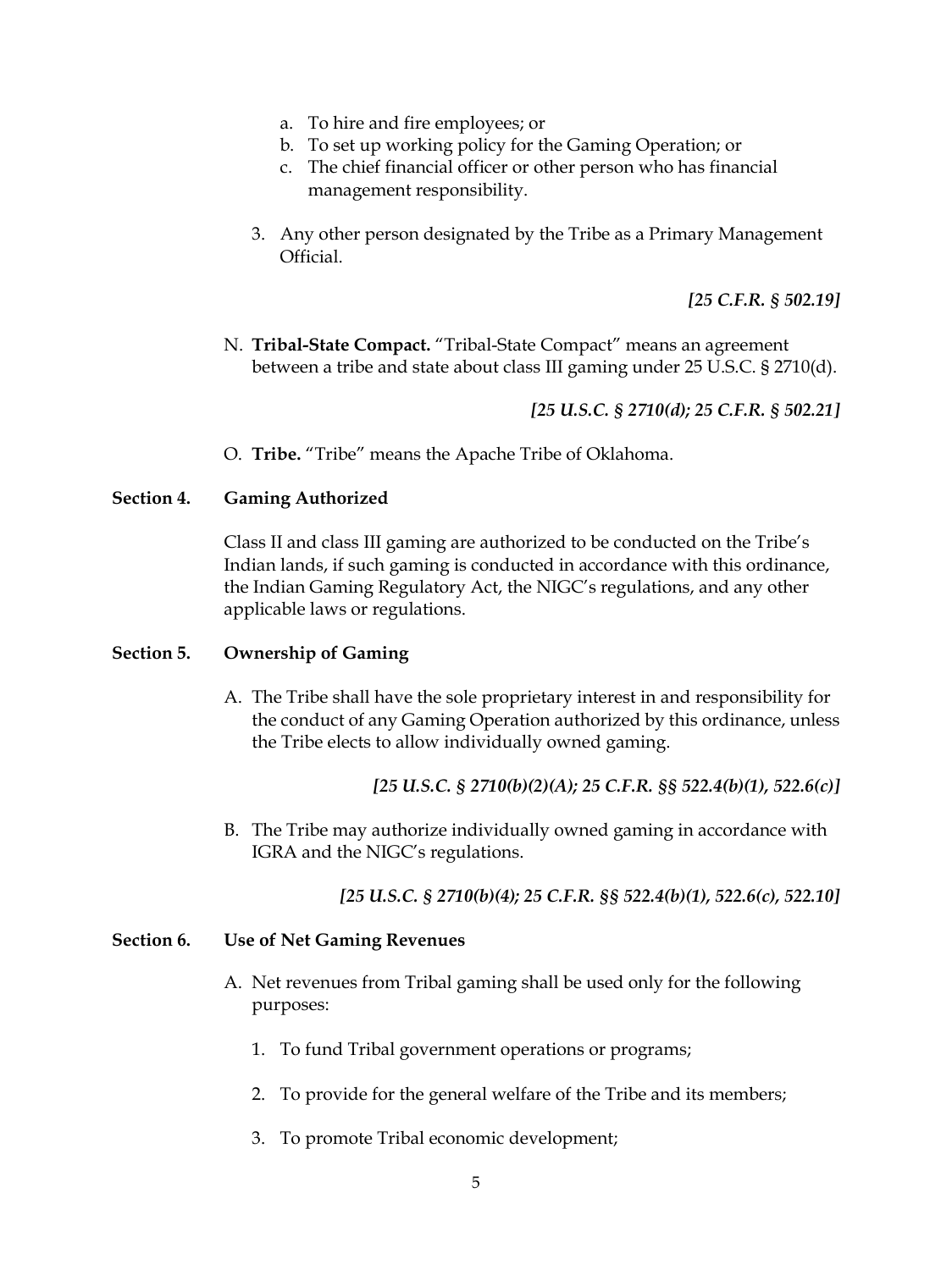a. To hire and fire employees; or
   b. To set up working policy for the Gaming Operation; or
   c. The chief financial officer or other person who has financial management responsibility.

3. Any other person designated by the Tribe as a Primary Management Official.

*[25 C.F.R. § 502.19]*

N. **Tribal-State Compact.** "Tribal-State Compact" means an agreement between a tribe and state about class III gaming under 25 U.S.C. § 2710(d).

*[25 U.S.C. § 2710(d); 25 C.F.R. § 502.21]*

O. **Tribe.** "Tribe" means the Apache Tribe of Oklahoma.

## Section 4. Gaming Authorized

Class II and class III gaming are authorized to be conducted on the Tribe's Indian lands, if such gaming is conducted in accordance with this ordinance, the Indian Gaming Regulatory Act, the NIGC's regulations, and any other applicable laws or regulations.

## Section 5. Ownership of Gaming

A. The Tribe shall have the sole proprietary interest in and responsibility for the conduct of any Gaming Operation authorized by this ordinance, unless the Tribe elects to allow individually owned gaming.

*[25 U.S.C. § 2710(b)(2)(A); 25 C.F.R. §§ 522.4(b)(1), 522.6(c)]*

B. The Tribe may authorize individually owned gaming in accordance with IGRA and the NIGC's regulations.

*[25 U.S.C. § 2710(b)(4); 25 C.F.R. §§ 522.4(b)(1), 522.6(c), 522.10]*

## Section 6. Use of Net Gaming Revenues

A. Net revenues from Tribal gaming shall be used only for the following purposes:

   1. To fund Tribal government operations or programs;

   2. To provide for the general welfare of the Tribe and its members;

   3. To promote Tribal economic development;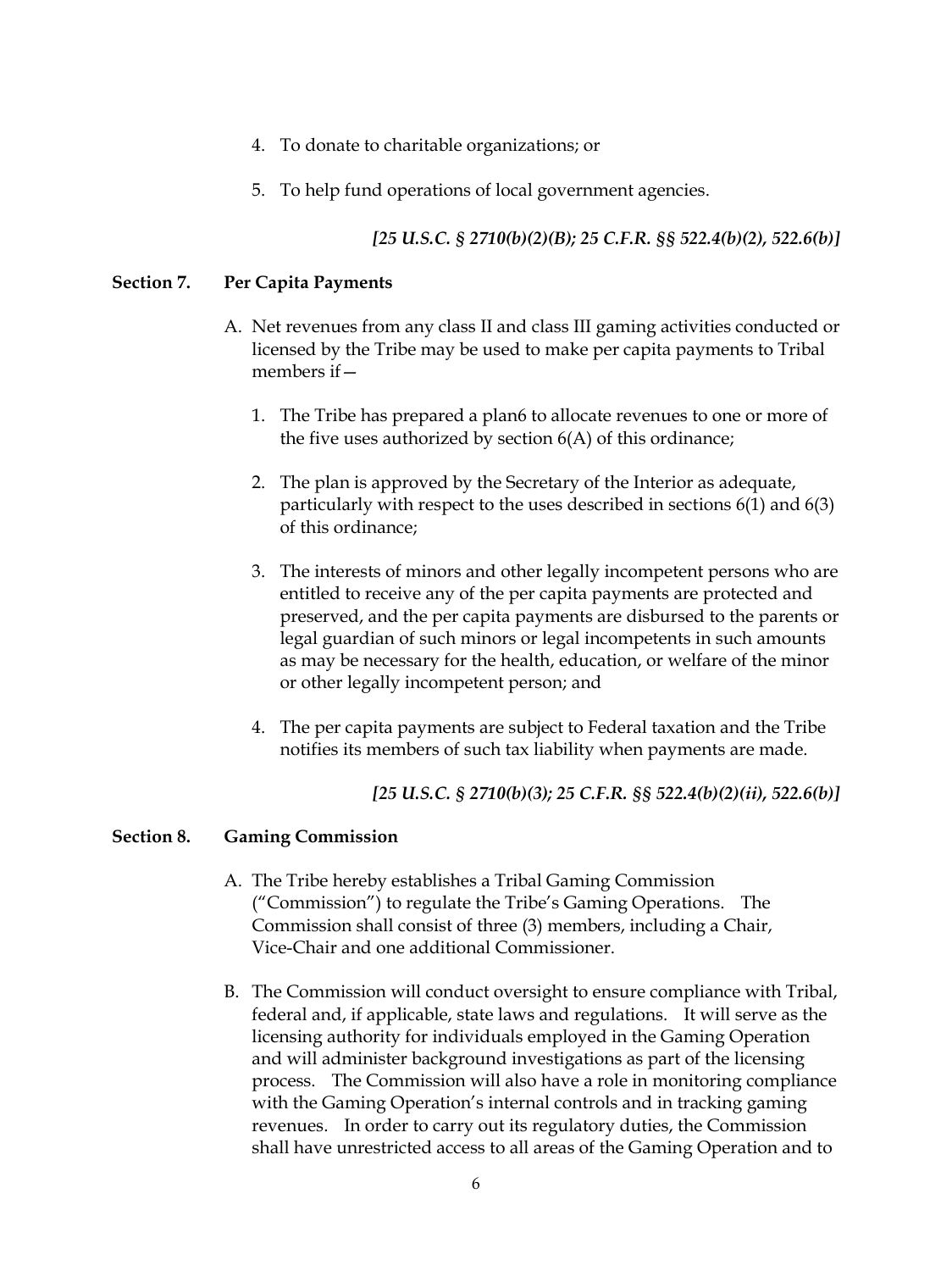4. To donate to charitable organizations; or

5. To help fund operations of local government agencies.

*[25 U.S.C. § 2710(b)(2)(B); 25 C.F.R. §§ 522.4(b)(2), 522.6(b)]*

**Section 7. Per Capita Payments**

A. Net revenues from any class II and class III gaming activities conducted or licensed by the Tribe may be used to make per capita payments to Tribal members if—

1. The Tribe has prepared a plan6 to allocate revenues to one or more of the five uses authorized by section 6(A) of this ordinance;

2. The plan is approved by the Secretary of the Interior as adequate, particularly with respect to the uses described in sections 6(1) and 6(3) of this ordinance;

3. The interests of minors and other legally incompetent persons who are entitled to receive any of the per capita payments are protected and preserved, and the per capita payments are disbursed to the parents or legal guardian of such minors or legal incompetents in such amounts as may be necessary for the health, education, or welfare of the minor or other legally incompetent person; and

4. The per capita payments are subject to Federal taxation and the Tribe notifies its members of such tax liability when payments are made.

*[25 U.S.C. § 2710(b)(3); 25 C.F.R. §§ 522.4(b)(2)(ii), 522.6(b)]*

**Section 8. Gaming Commission**

A. The Tribe hereby establishes a Tribal Gaming Commission ("Commission") to regulate the Tribe's Gaming Operations. The Commission shall consist of three (3) members, including a Chair, Vice-Chair and one additional Commissioner.

B. The Commission will conduct oversight to ensure compliance with Tribal, federal and, if applicable, state laws and regulations. It will serve as the licensing authority for individuals employed in the Gaming Operation and will administer background investigations as part of the licensing process. The Commission will also have a role in monitoring compliance with the Gaming Operation's internal controls and in tracking gaming revenues. In order to carry out its regulatory duties, the Commission shall have unrestricted access to all areas of the Gaming Operation and to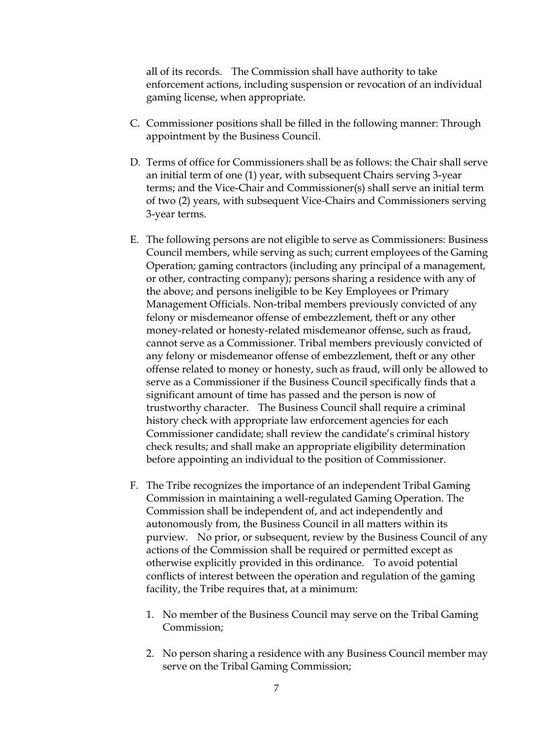all of its records. The Commission shall have authority to take enforcement actions, including suspension or revocation of an individual gaming license, when appropriate.

C. Commissioner positions shall be filled in the following manner: Through appointment by the Business Council.

D. Terms of office for Commissioners shall be as follows: the Chair shall serve an initial term of one (1) year, with subsequent Chairs serving 3-year terms; and the Vice-Chair and Commissioner(s) shall serve an initial term of two (2) years, with subsequent Vice-Chairs and Commissioners serving 3-year terms.

E. The following persons are not eligible to serve as Commissioners: Business Council members, while serving as such; current employees of the Gaming Operation; gaming contractors (including any principal of a management, or other, contracting company); persons sharing a residence with any of the above; and persons ineligible to be Key Employees or Primary Management Officials. Non-tribal members previously convicted of any felony or misdemeanor offense of embezzlement, theft or any other money-related or honesty-related misdemeanor offense, such as fraud, cannot serve as a Commissioner. Tribal members previously convicted of any felony or misdemeanor offense of embezzlement, theft or any other offense related to money or honesty, such as fraud, will only be allowed to serve as a Commissioner if the Business Council specifically finds that a significant amount of time has passed and the person is now of trustworthy character. The Business Council shall require a criminal history check with appropriate law enforcement agencies for each Commissioner candidate; shall review the candidate's criminal history check results; and shall make an appropriate eligibility determination before appointing an individual to the position of Commissioner.

F. The Tribe recognizes the importance of an independent Tribal Gaming Commission in maintaining a well-regulated Gaming Operation. The Commission shall be independent of, and act independently and autonomously from, the Business Council in all matters within its purview. No prior, or subsequent, review by the Business Council of any actions of the Commission shall be required or permitted except as otherwise explicitly provided in this ordinance. To avoid potential conflicts of interest between the operation and regulation of the gaming facility, the Tribe requires that, at a minimum:

   1. No member of the Business Council may serve on the Tribal Gaming Commission;

   2. No person sharing a residence with any Business Council member may serve on the Tribal Gaming Commission;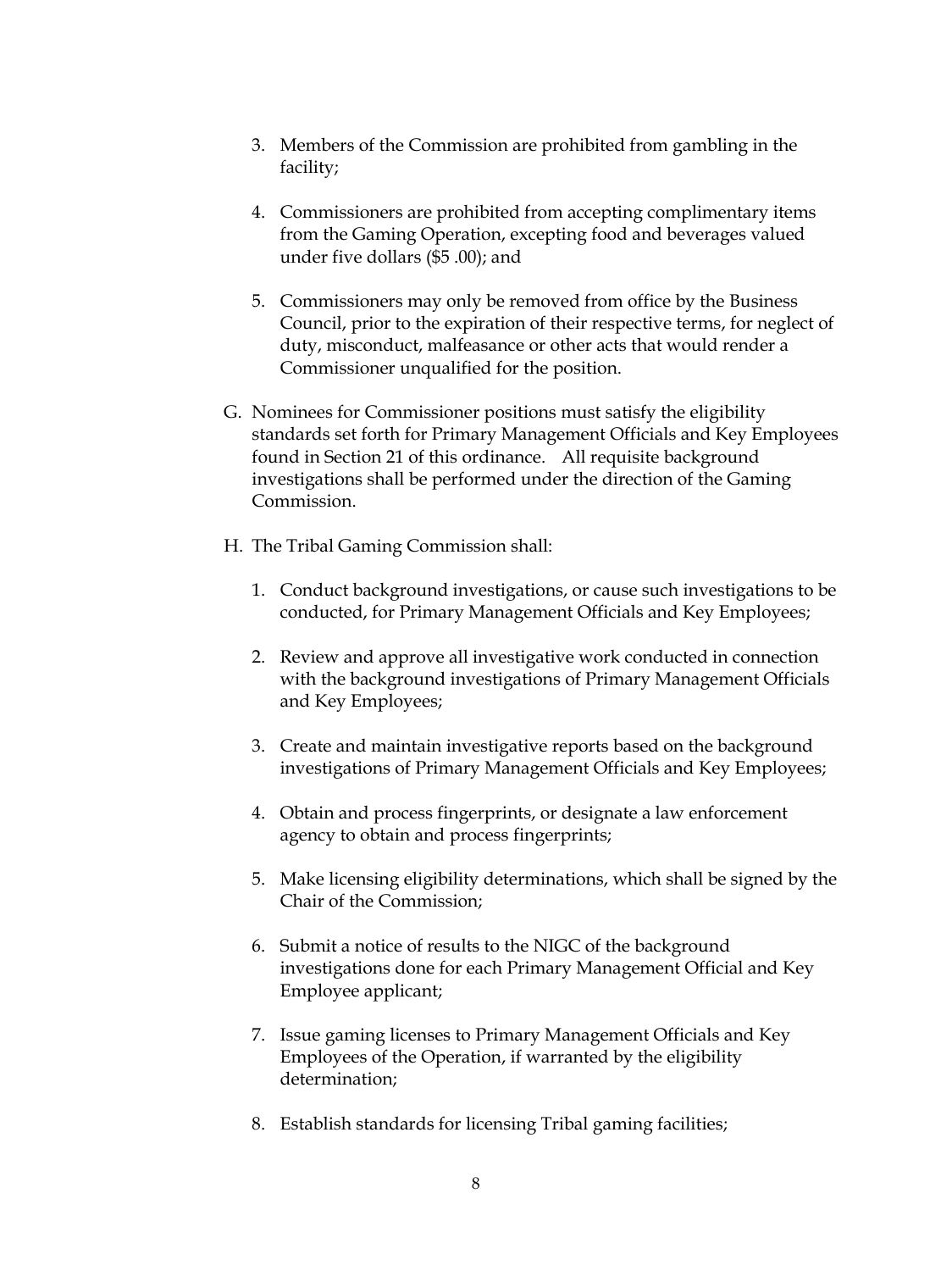3. Members of the Commission are prohibited from gambling in the facility;

4. Commissioners are prohibited from accepting complimentary items from the Gaming Operation, excepting food and beverages valued under five dollars ($5 .00); and

5. Commissioners may only be removed from office by the Business Council, prior to the expiration of their respective terms, for neglect of duty, misconduct, malfeasance or other acts that would render a Commissioner unqualified for the position.

G. Nominees for Commissioner positions must satisfy the eligibility standards set forth for Primary Management Officials and Key Employees found in Section 21 of this ordinance. All requisite background investigations shall be performed under the direction of the Gaming Commission.

H. The Tribal Gaming Commission shall:

1. Conduct background investigations, or cause such investigations to be conducted, for Primary Management Officials and Key Employees;

2. Review and approve all investigative work conducted in connection with the background investigations of Primary Management Officials and Key Employees;

3. Create and maintain investigative reports based on the background investigations of Primary Management Officials and Key Employees;

4. Obtain and process fingerprints, or designate a law enforcement agency to obtain and process fingerprints;

5. Make licensing eligibility determinations, which shall be signed by the Chair of the Commission;

6. Submit a notice of results to the NIGC of the background investigations done for each Primary Management Official and Key Employee applicant;

7. Issue gaming licenses to Primary Management Officials and Key Employees of the Operation, if warranted by the eligibility determination;

8. Establish standards for licensing Tribal gaming facilities;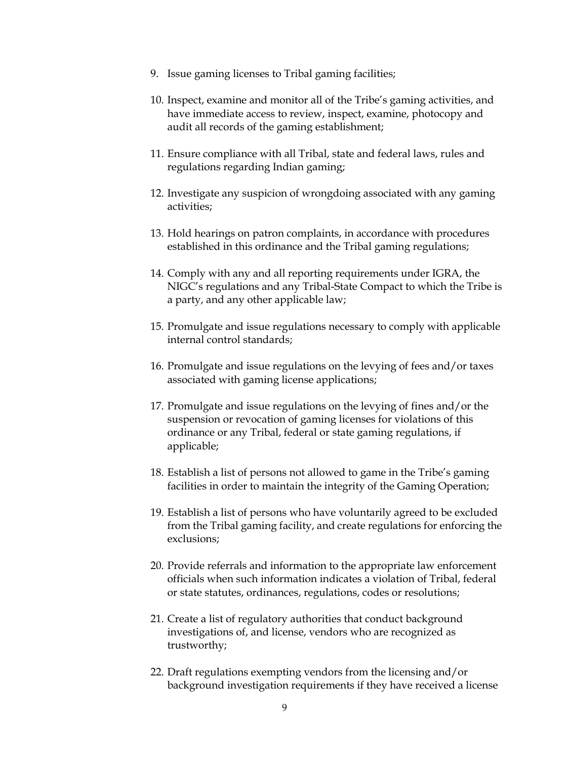9. Issue gaming licenses to Tribal gaming facilities;

10. Inspect, examine and monitor all of the Tribe's gaming activities, and have immediate access to review, inspect, examine, photocopy and audit all records of the gaming establishment;

11. Ensure compliance with all Tribal, state and federal laws, rules and regulations regarding Indian gaming;

12. Investigate any suspicion of wrongdoing associated with any gaming activities;

13. Hold hearings on patron complaints, in accordance with procedures established in this ordinance and the Tribal gaming regulations;

14. Comply with any and all reporting requirements under IGRA, the NIGC's regulations and any Tribal-State Compact to which the Tribe is a party, and any other applicable law;

15. Promulgate and issue regulations necessary to comply with applicable internal control standards;

16. Promulgate and issue regulations on the levying of fees and/or taxes associated with gaming license applications;

17. Promulgate and issue regulations on the levying of fines and/or the suspension or revocation of gaming licenses for violations of this ordinance or any Tribal, federal or state gaming regulations, if applicable;

18. Establish a list of persons not allowed to game in the Tribe's gaming facilities in order to maintain the integrity of the Gaming Operation;

19. Establish a list of persons who have voluntarily agreed to be excluded from the Tribal gaming facility, and create regulations for enforcing the exclusions;

20. Provide referrals and information to the appropriate law enforcement officials when such information indicates a violation of Tribal, federal or state statutes, ordinances, regulations, codes or resolutions;

21. Create a list of regulatory authorities that conduct background investigations of, and license, vendors who are recognized as trustworthy;

22. Draft regulations exempting vendors from the licensing and/or background investigation requirements if they have received a license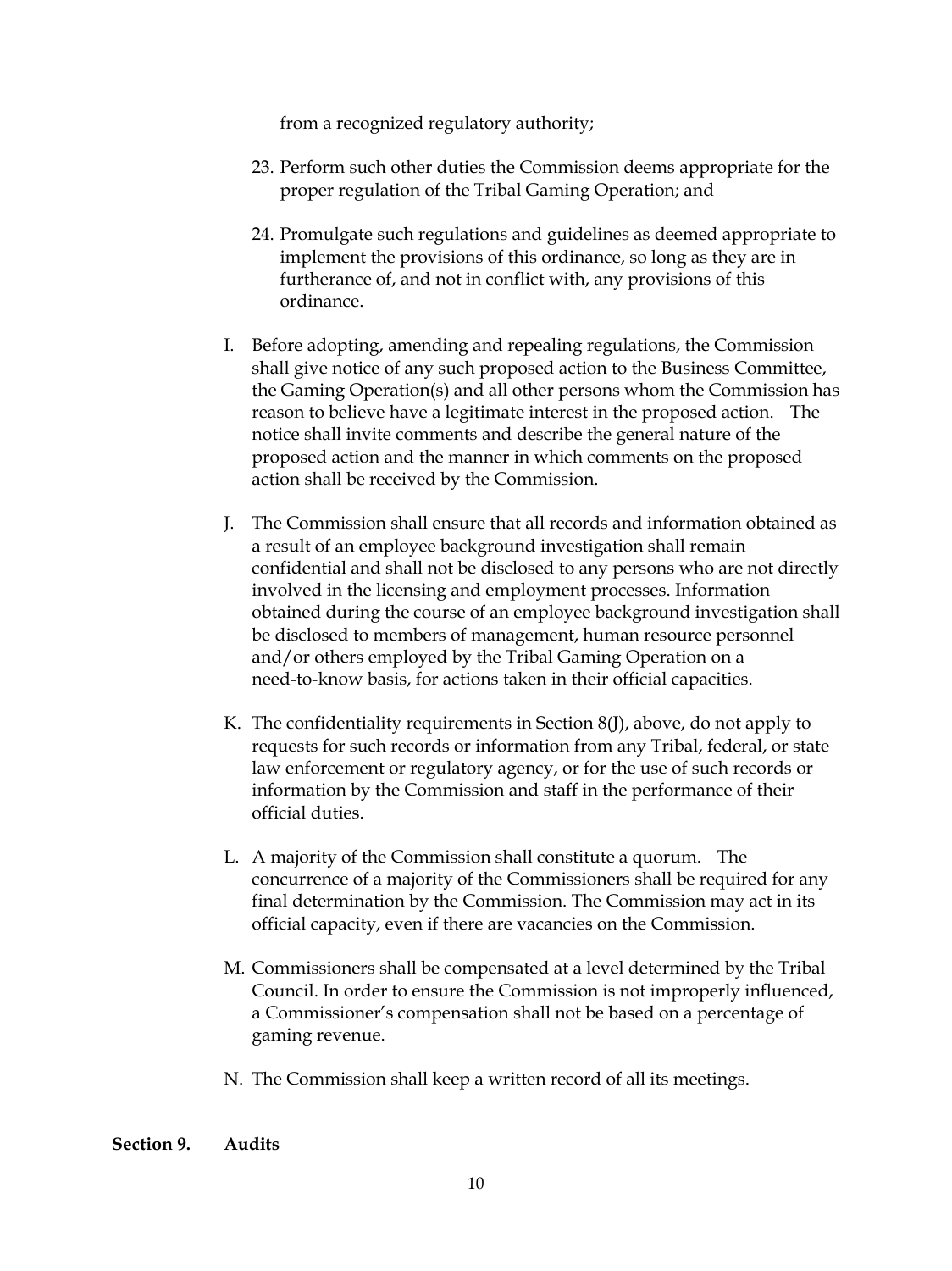from a recognized regulatory authority;

23. Perform such other duties the Commission deems appropriate for the proper regulation of the Tribal Gaming Operation; and

24. Promulgate such regulations and guidelines as deemed appropriate to implement the provisions of this ordinance, so long as they are in furtherance of, and not in conflict with, any provisions of this ordinance.

I. Before adopting, amending and repealing regulations, the Commission shall give notice of any such proposed action to the Business Committee, the Gaming Operation(s) and all other persons whom the Commission has reason to believe have a legitimate interest in the proposed action. The notice shall invite comments and describe the general nature of the proposed action and the manner in which comments on the proposed action shall be received by the Commission.

J. The Commission shall ensure that all records and information obtained as a result of an employee background investigation shall remain confidential and shall not be disclosed to any persons who are not directly involved in the licensing and employment processes. Information obtained during the course of an employee background investigation shall be disclosed to members of management, human resource personnel and/or others employed by the Tribal Gaming Operation on a need-to-know basis, for actions taken in their official capacities.

K. The confidentiality requirements in Section 8(J), above, do not apply to requests for such records or information from any Tribal, federal, or state law enforcement or regulatory agency, or for the use of such records or information by the Commission and staff in the performance of their official duties.

L. A majority of the Commission shall constitute a quorum. The concurrence of a majority of the Commissioners shall be required for any final determination by the Commission. The Commission may act in its official capacity, even if there are vacancies on the Commission.

M. Commissioners shall be compensated at a level determined by the Tribal Council. In order to ensure the Commission is not improperly influenced, a Commissioner's compensation shall not be based on a percentage of gaming revenue.

N. The Commission shall keep a written record of all its meetings.

## Section 9. Audits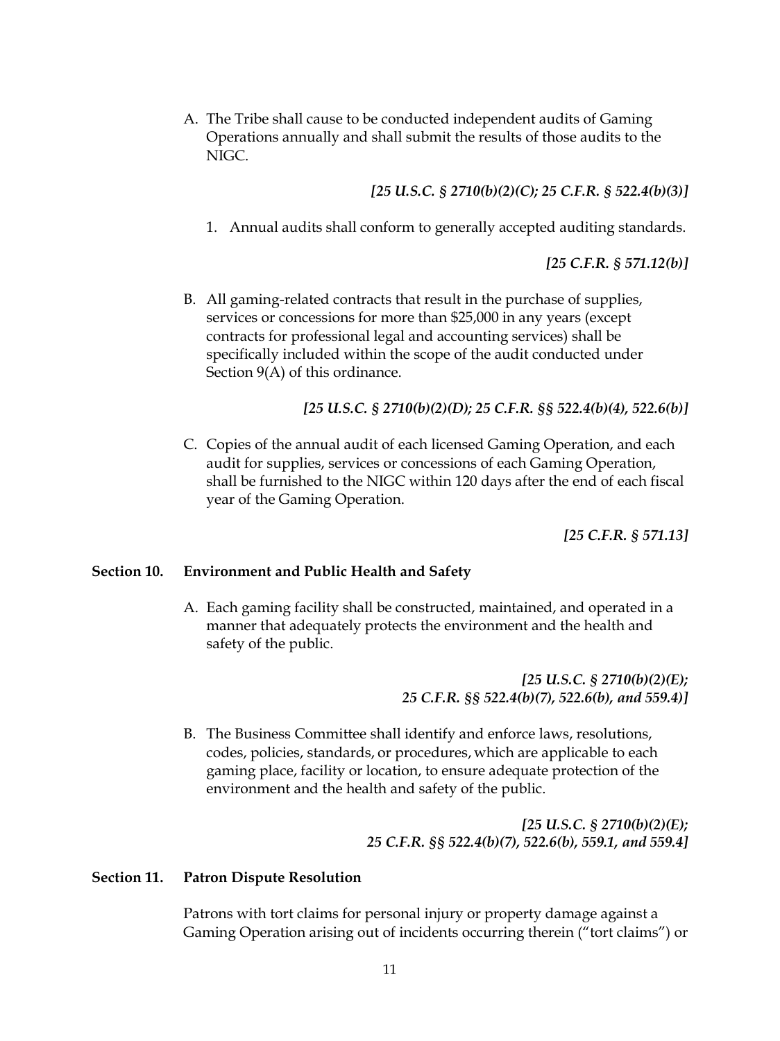A. The Tribe shall cause to be conducted independent audits of Gaming Operations annually and shall submit the results of those audits to the NIGC.

*[25 U.S.C. § 2710(b)(2)(C); 25 C.F.R. § 522.4(b)(3)]*

1. Annual audits shall conform to generally accepted auditing standards.

*[25 C.F.R. § 571.12(b)]*

B. All gaming-related contracts that result in the purchase of supplies, services or concessions for more than $25,000 in any years (except contracts for professional legal and accounting services) shall be specifically included within the scope of the audit conducted under Section 9(A) of this ordinance.

*[25 U.S.C. § 2710(b)(2)(D); 25 C.F.R. §§ 522.4(b)(4), 522.6(b)]*

C. Copies of the annual audit of each licensed Gaming Operation, and each audit for supplies, services or concessions of each Gaming Operation, shall be furnished to the NIGC within 120 days after the end of each fiscal year of the Gaming Operation.

*[25 C.F.R. § 571.13]*

### Section 10. Environment and Public Health and Safety

A. Each gaming facility shall be constructed, maintained, and operated in a manner that adequately protects the environment and the health and safety of the public.

*[25 U.S.C. § 2710(b)(2)(E); 25 C.F.R. §§ 522.4(b)(7), 522.6(b), and 559.4)]*

B. The Business Committee shall identify and enforce laws, resolutions, codes, policies, standards, or procedures, which are applicable to each gaming place, facility or location, to ensure adequate protection of the environment and the health and safety of the public.

*[25 U.S.C. § 2710(b)(2)(E); 25 C.F.R. §§ 522.4(b)(7), 522.6(b), 559.1, and 559.4]*

### Section 11. Patron Dispute Resolution

Patrons with tort claims for personal injury or property damage against a Gaming Operation arising out of incidents occurring therein ("tort claims") or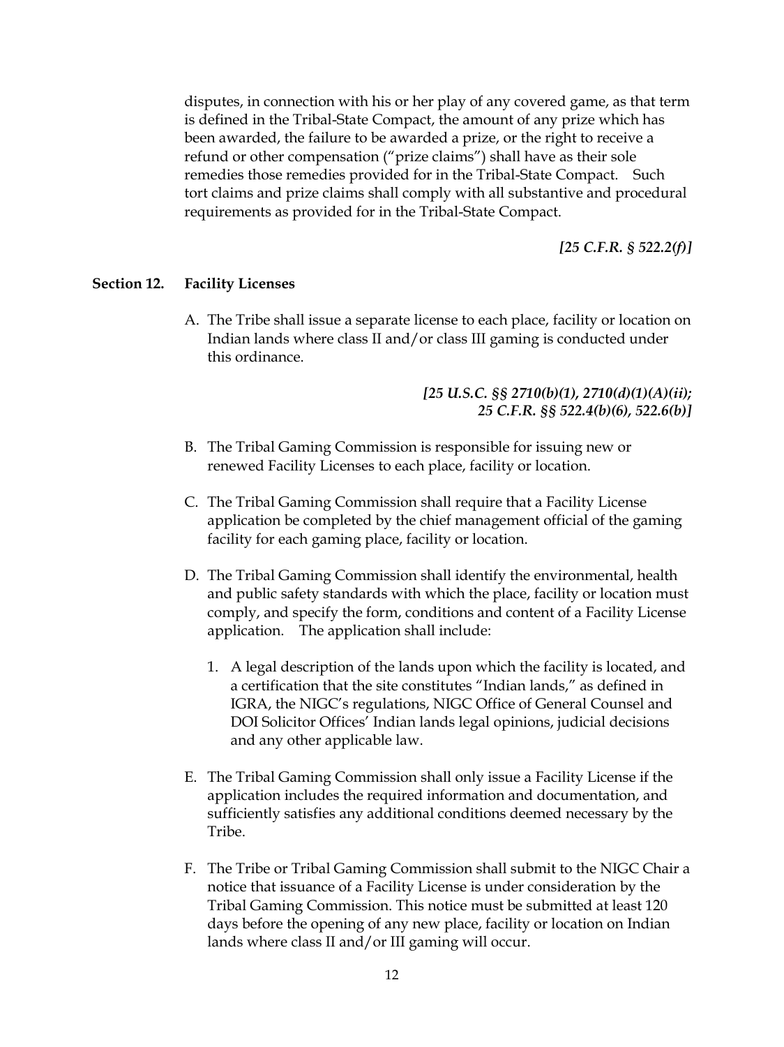disputes, in connection with his or her play of any covered game, as that term is defined in the Tribal-State Compact, the amount of any prize which has been awarded, the failure to be awarded a prize, or the right to receive a refund or other compensation ("prize claims") shall have as their sole remedies those remedies provided for in the Tribal-State Compact. Such tort claims and prize claims shall comply with all substantive and procedural requirements as provided for in the Tribal-State Compact.

***[25 C.F.R. § 522.2(f)]***

## Section 12. Facility Licenses

A. The Tribe shall issue a separate license to each place, facility or location on Indian lands where class II and/or class III gaming is conducted under this ordinance.

***[25 U.S.C. §§ 2710(b)(1), 2710(d)(1)(A)(ii); 25 C.F.R. §§ 522.4(b)(6), 522.6(b)]***

B. The Tribal Gaming Commission is responsible for issuing new or renewed Facility Licenses to each place, facility or location.

C. The Tribal Gaming Commission shall require that a Facility License application be completed by the chief management official of the gaming facility for each gaming place, facility or location.

D. The Tribal Gaming Commission shall identify the environmental, health and public safety standards with which the place, facility or location must comply, and specify the form, conditions and content of a Facility License application. The application shall include:

   1. A legal description of the lands upon which the facility is located, and a certification that the site constitutes "Indian lands," as defined in IGRA, the NIGC's regulations, NIGC Office of General Counsel and DOI Solicitor Offices' Indian lands legal opinions, judicial decisions and any other applicable law.

E. The Tribal Gaming Commission shall only issue a Facility License if the application includes the required information and documentation, and sufficiently satisfies any additional conditions deemed necessary by the Tribe.

F. The Tribe or Tribal Gaming Commission shall submit to the NIGC Chair a notice that issuance of a Facility License is under consideration by the Tribal Gaming Commission. This notice must be submitted at least 120 days before the opening of any new place, facility or location on Indian lands where class II and/or III gaming will occur.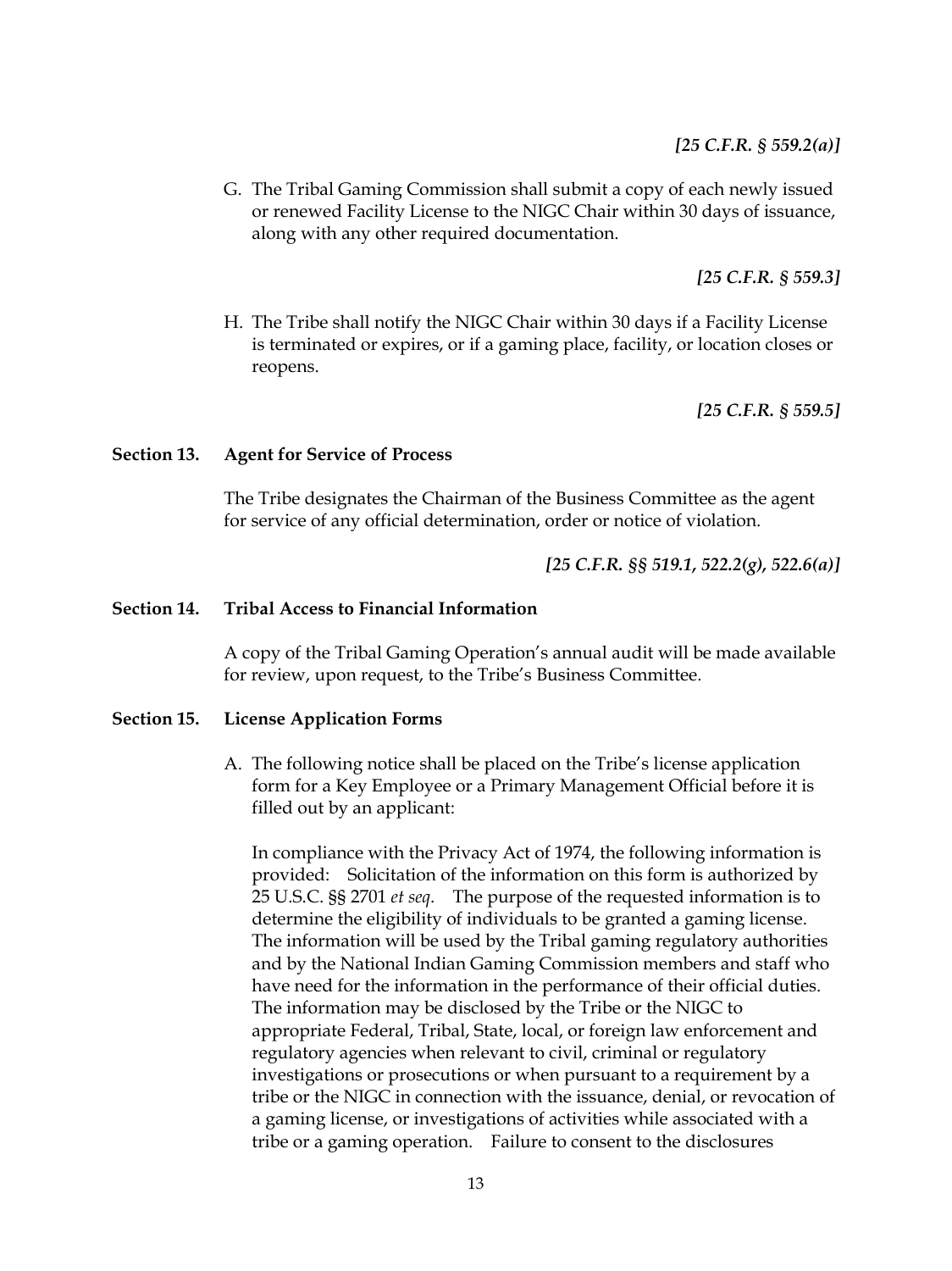***[25 C.F.R. § 559.2(a)]***

G. The Tribal Gaming Commission shall submit a copy of each newly issued or renewed Facility License to the NIGC Chair within 30 days of issuance, along with any other required documentation.

***[25 C.F.R. § 559.3]***

H. The Tribe shall notify the NIGC Chair within 30 days if a Facility License is terminated or expires, or if a gaming place, facility, or location closes or reopens.

***[25 C.F.R. § 559.5]***

**Section 13. Agent for Service of Process**

The Tribe designates the Chairman of the Business Committee as the agent for service of any official determination, order or notice of violation.

***[25 C.F.R. §§ 519.1, 522.2(g), 522.6(a)]***

**Section 14. Tribal Access to Financial Information**

A copy of the Tribal Gaming Operation's annual audit will be made available for review, upon request, to the Tribe's Business Committee.

**Section 15. License Application Forms**

A. The following notice shall be placed on the Tribe's license application form for a Key Employee or a Primary Management Official before it is filled out by an applicant:

In compliance with the Privacy Act of 1974, the following information is provided: Solicitation of the information on this form is authorized by 25 U.S.C. §§ 2701 *et seq*. The purpose of the requested information is to determine the eligibility of individuals to be granted a gaming license. The information will be used by the Tribal gaming regulatory authorities and by the National Indian Gaming Commission members and staff who have need for the information in the performance of their official duties. The information may be disclosed by the Tribe or the NIGC to appropriate Federal, Tribal, State, local, or foreign law enforcement and regulatory agencies when relevant to civil, criminal or regulatory investigations or prosecutions or when pursuant to a requirement by a tribe or the NIGC in connection with the issuance, denial, or revocation of a gaming license, or investigations of activities while associated with a tribe or a gaming operation. Failure to consent to the disclosures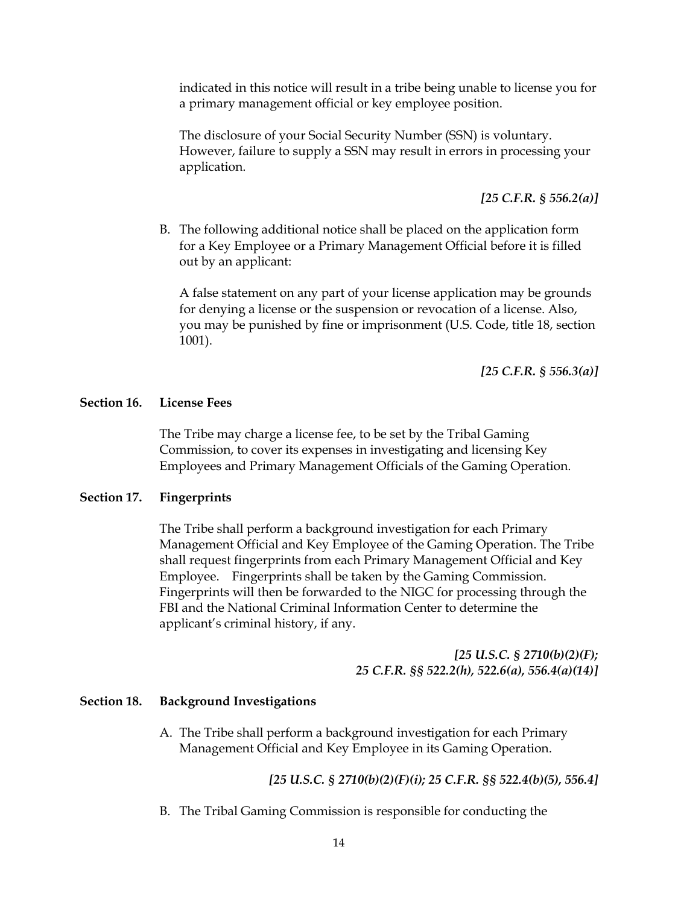indicated in this notice will result in a tribe being unable to license you for a primary management official or key employee position.

The disclosure of your Social Security Number (SSN) is voluntary. However, failure to supply a SSN may result in errors in processing your application.

***[25 C.F.R. § 556.2(a)]***

B. The following additional notice shall be placed on the application form for a Key Employee or a Primary Management Official before it is filled out by an applicant:

A false statement on any part of your license application may be grounds for denying a license or the suspension or revocation of a license. Also, you may be punished by fine or imprisonment (U.S. Code, title 18, section 1001).

***[25 C.F.R. § 556.3(a)]***

**Section 16. License Fees**

The Tribe may charge a license fee, to be set by the Tribal Gaming Commission, to cover its expenses in investigating and licensing Key Employees and Primary Management Officials of the Gaming Operation.

**Section 17. Fingerprints**

The Tribe shall perform a background investigation for each Primary Management Official and Key Employee of the Gaming Operation. The Tribe shall request fingerprints from each Primary Management Official and Key Employee. Fingerprints shall be taken by the Gaming Commission. Fingerprints will then be forwarded to the NIGC for processing through the FBI and the National Criminal Information Center to determine the applicant's criminal history, if any.

***[25 U.S.C. § 2710(b)(2)(F);***
***25 C.F.R. §§ 522.2(h), 522.6(a), 556.4(a)(14)]***

**Section 18. Background Investigations**

A. The Tribe shall perform a background investigation for each Primary Management Official and Key Employee in its Gaming Operation.

***[25 U.S.C. § 2710(b)(2)(F)(i); 25 C.F.R. §§ 522.4(b)(5), 556.4]***

B. The Tribal Gaming Commission is responsible for conducting the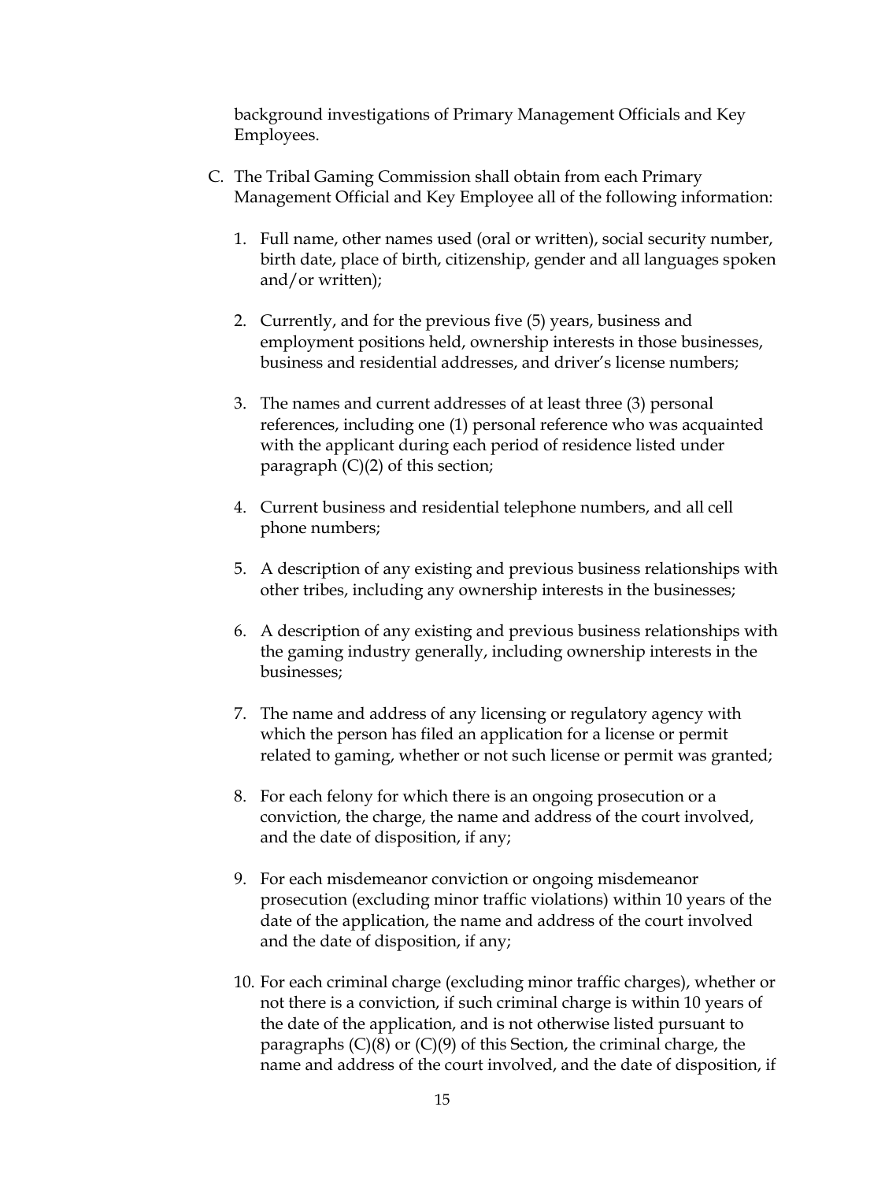background investigations of Primary Management Officials and Key Employees.

C. The Tribal Gaming Commission shall obtain from each Primary Management Official and Key Employee all of the following information:

   1. Full name, other names used (oral or written), social security number, birth date, place of birth, citizenship, gender and all languages spoken and/or written);

   2. Currently, and for the previous five (5) years, business and employment positions held, ownership interests in those businesses, business and residential addresses, and driver's license numbers;

   3. The names and current addresses of at least three (3) personal references, including one (1) personal reference who was acquainted with the applicant during each period of residence listed under paragraph (C)(2) of this section;

   4. Current business and residential telephone numbers, and all cell phone numbers;

   5. A description of any existing and previous business relationships with other tribes, including any ownership interests in the businesses;

   6. A description of any existing and previous business relationships with the gaming industry generally, including ownership interests in the businesses;

   7. The name and address of any licensing or regulatory agency with which the person has filed an application for a license or permit related to gaming, whether or not such license or permit was granted;

   8. For each felony for which there is an ongoing prosecution or a conviction, the charge, the name and address of the court involved, and the date of disposition, if any;

   9. For each misdemeanor conviction or ongoing misdemeanor prosecution (excluding minor traffic violations) within 10 years of the date of the application, the name and address of the court involved and the date of disposition, if any;

   10. For each criminal charge (excluding minor traffic charges), whether or not there is a conviction, if such criminal charge is within 10 years of the date of the application, and is not otherwise listed pursuant to paragraphs (C)(8) or (C)(9) of this Section, the criminal charge, the name and address of the court involved, and the date of disposition, if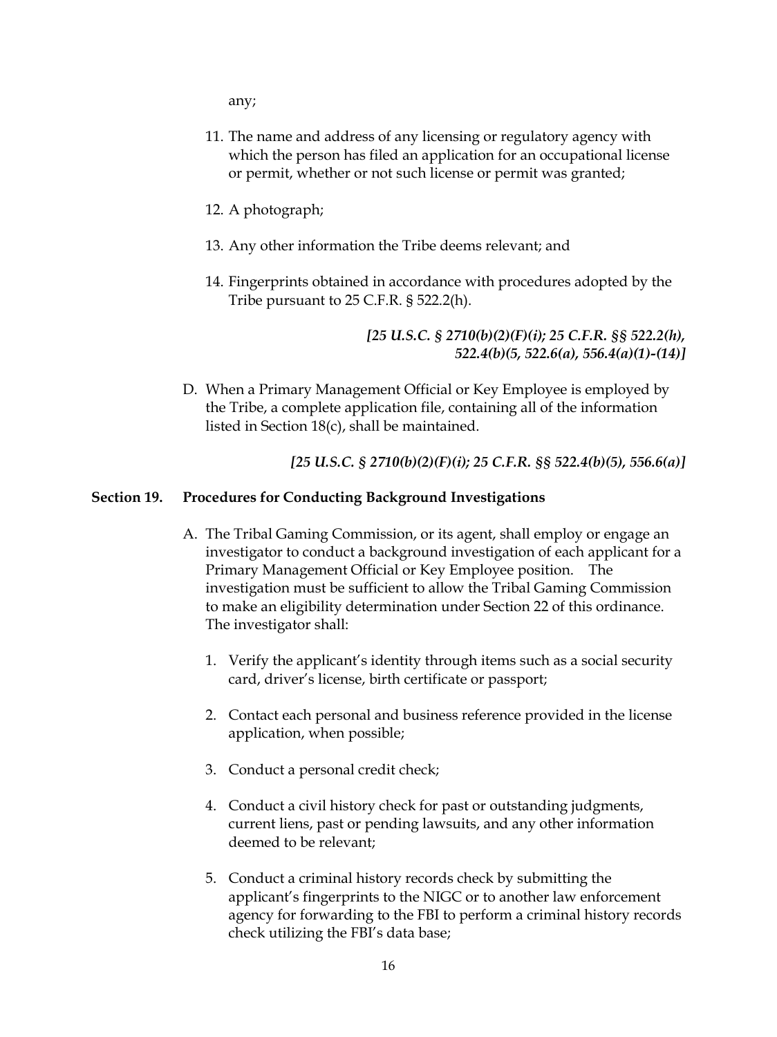any;

11. The name and address of any licensing or regulatory agency with which the person has filed an application for an occupational license or permit, whether or not such license or permit was granted;

12. A photograph;

13. Any other information the Tribe deems relevant; and

14. Fingerprints obtained in accordance with procedures adopted by the Tribe pursuant to 25 C.F.R. § 522.2(h).

*[25 U.S.C. § 2710(b)(2)(F)(i); 25 C.F.R. §§ 522.2(h), 522.4(b)(5, 522.6(a), 556.4(a)(1)-(14)]*

D. When a Primary Management Official or Key Employee is employed by the Tribe, a complete application file, containing all of the information listed in Section 18(c), shall be maintained.

*[25 U.S.C. § 2710(b)(2)(F)(i); 25 C.F.R. §§ 522.4(b)(5), 556.6(a)]*

**Section 19. Procedures for Conducting Background Investigations**

A. The Tribal Gaming Commission, or its agent, shall employ or engage an investigator to conduct a background investigation of each applicant for a Primary Management Official or Key Employee position. The investigation must be sufficient to allow the Tribal Gaming Commission to make an eligibility determination under Section 22 of this ordinance. The investigator shall:

1. Verify the applicant's identity through items such as a social security card, driver's license, birth certificate or passport;

2. Contact each personal and business reference provided in the license application, when possible;

3. Conduct a personal credit check;

4. Conduct a civil history check for past or outstanding judgments, current liens, past or pending lawsuits, and any other information deemed to be relevant;

5. Conduct a criminal history records check by submitting the applicant's fingerprints to the NIGC or to another law enforcement agency for forwarding to the FBI to perform a criminal history records check utilizing the FBI's data base;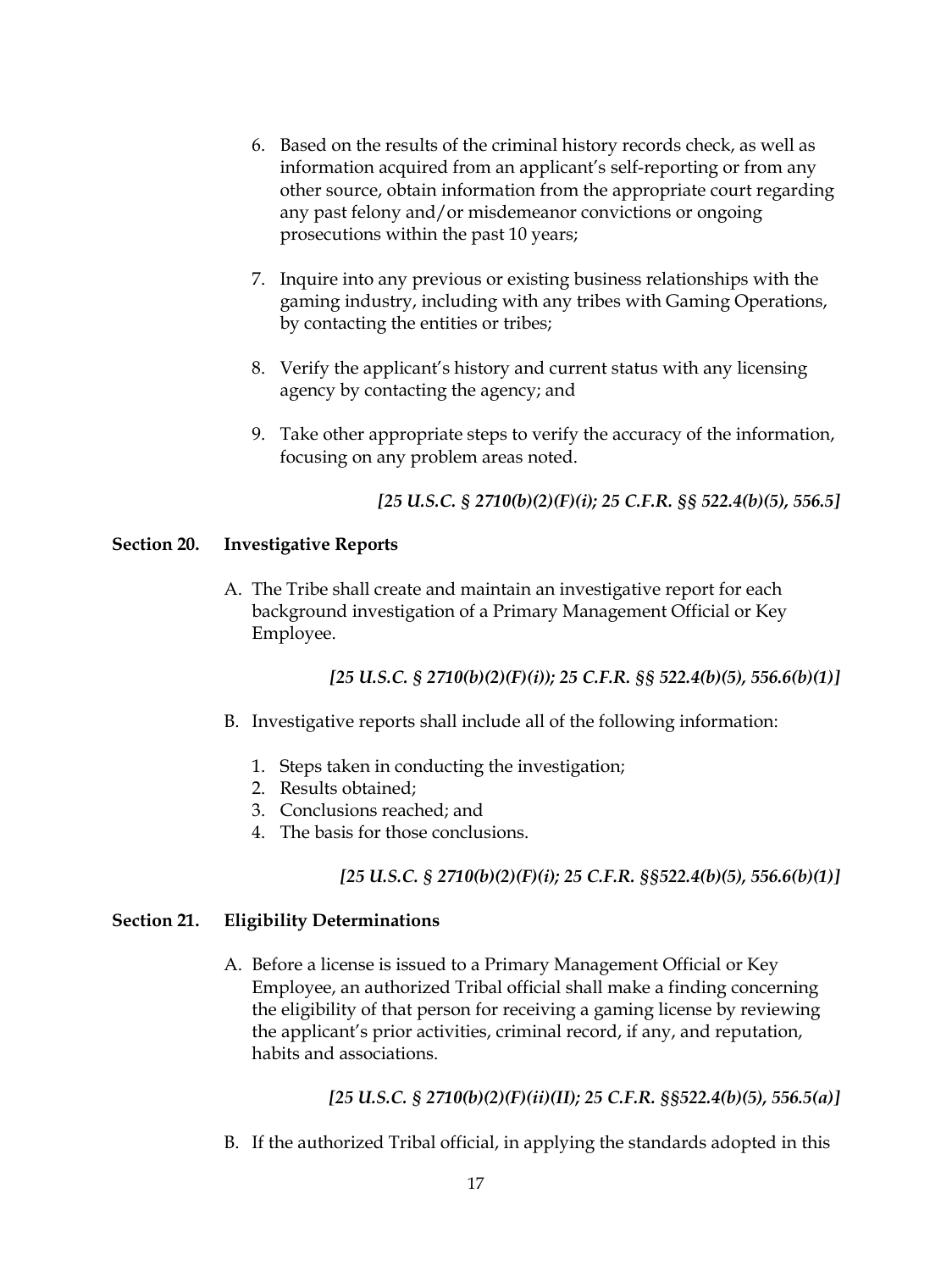6. Based on the results of the criminal history records check, as well as information acquired from an applicant's self-reporting or from any other source, obtain information from the appropriate court regarding any past felony and/or misdemeanor convictions or ongoing prosecutions within the past 10 years;

7. Inquire into any previous or existing business relationships with the gaming industry, including with any tribes with Gaming Operations, by contacting the entities or tribes;

8. Verify the applicant's history and current status with any licensing agency by contacting the agency; and

9. Take other appropriate steps to verify the accuracy of the information, focusing on any problem areas noted.

***[25 U.S.C. § 2710(b)(2)(F)(i); 25 C.F.R. §§ 522.4(b)(5), 556.5]***

**Section 20. Investigative Reports**

A. The Tribe shall create and maintain an investigative report for each background investigation of a Primary Management Official or Key Employee.

***[25 U.S.C. § 2710(b)(2)(F)(i)); 25 C.F.R. §§ 522.4(b)(5), 556.6(b)(1)]***

B. Investigative reports shall include all of the following information:

1. Steps taken in conducting the investigation;
2. Results obtained;
3. Conclusions reached; and
4. The basis for those conclusions.

***[25 U.S.C. § 2710(b)(2)(F)(i); 25 C.F.R. §§522.4(b)(5), 556.6(b)(1)]***

**Section 21. Eligibility Determinations**

A. Before a license is issued to a Primary Management Official or Key Employee, an authorized Tribal official shall make a finding concerning the eligibility of that person for receiving a gaming license by reviewing the applicant's prior activities, criminal record, if any, and reputation, habits and associations.

***[25 U.S.C. § 2710(b)(2)(F)(ii)(II); 25 C.F.R. §§522.4(b)(5), 556.5(a)]***

B. If the authorized Tribal official, in applying the standards adopted in this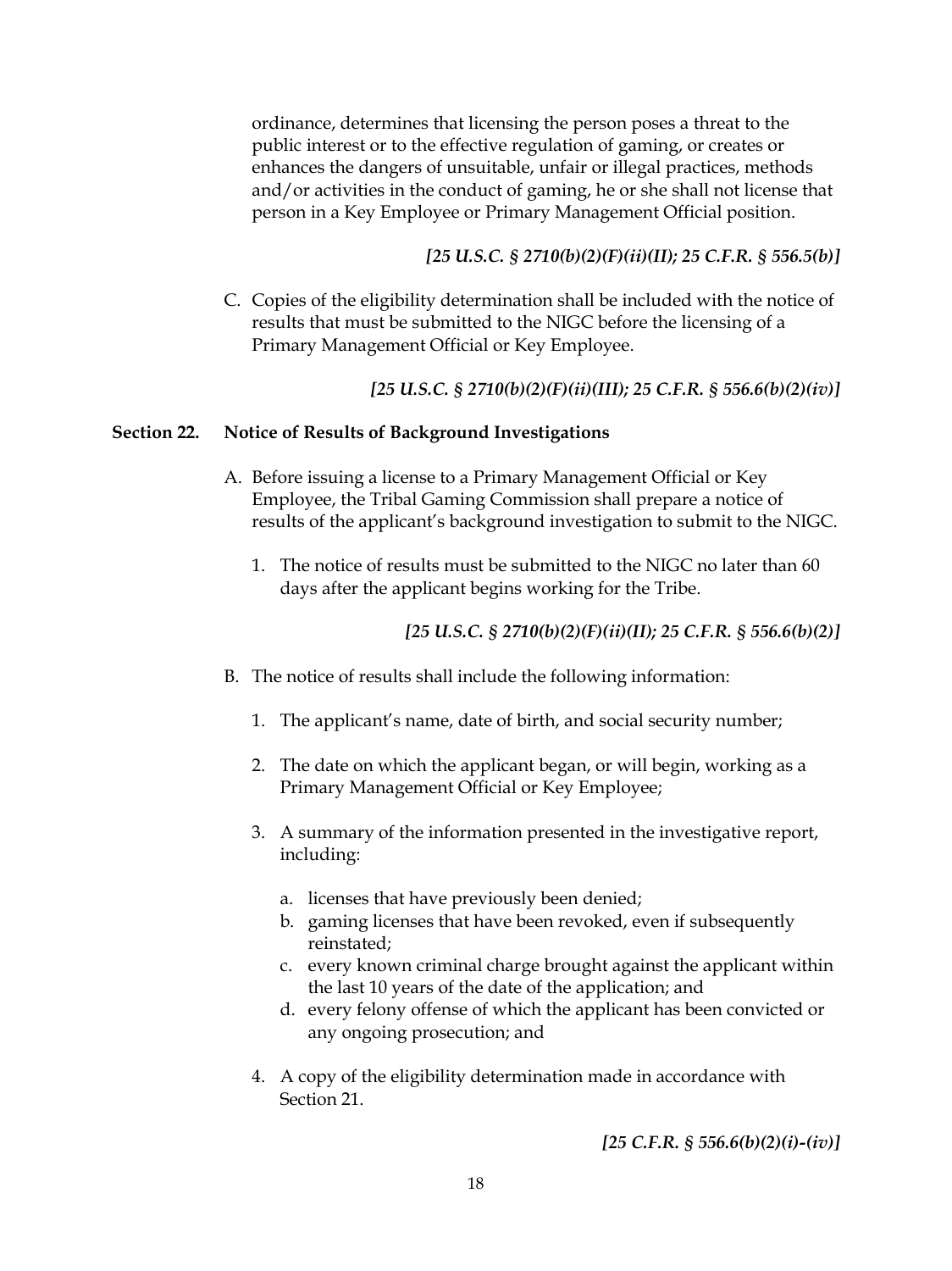ordinance, determines that licensing the person poses a threat to the public interest or to the effective regulation of gaming, or creates or enhances the dangers of unsuitable, unfair or illegal practices, methods and/or activities in the conduct of gaming, he or she shall not license that person in a Key Employee or Primary Management Official position.

***[25 U.S.C. § 2710(b)(2)(F)(ii)(II); 25 C.F.R. § 556.5(b)]***

C. Copies of the eligibility determination shall be included with the notice of results that must be submitted to the NIGC before the licensing of a Primary Management Official or Key Employee.

***[25 U.S.C. § 2710(b)(2)(F)(ii)(III); 25 C.F.R. § 556.6(b)(2)(iv)]***

## Section 22. Notice of Results of Background Investigations

A. Before issuing a license to a Primary Management Official or Key Employee, the Tribal Gaming Commission shall prepare a notice of results of the applicant's background investigation to submit to the NIGC.

   1. The notice of results must be submitted to the NIGC no later than 60 days after the applicant begins working for the Tribe.

***[25 U.S.C. § 2710(b)(2)(F)(ii)(II); 25 C.F.R. § 556.6(b)(2)]***

B. The notice of results shall include the following information:

   1. The applicant's name, date of birth, and social security number;

   2. The date on which the applicant began, or will begin, working as a Primary Management Official or Key Employee;

   3. A summary of the information presented in the investigative report, including:

      a. licenses that have previously been denied;
      b. gaming licenses that have been revoked, even if subsequently reinstated;
      c. every known criminal charge brought against the applicant within the last 10 years of the date of the application; and
      d. every felony offense of which the applicant has been convicted or any ongoing prosecution; and

   4. A copy of the eligibility determination made in accordance with Section 21.

***[25 C.F.R. § 556.6(b)(2)(i)-(iv)]***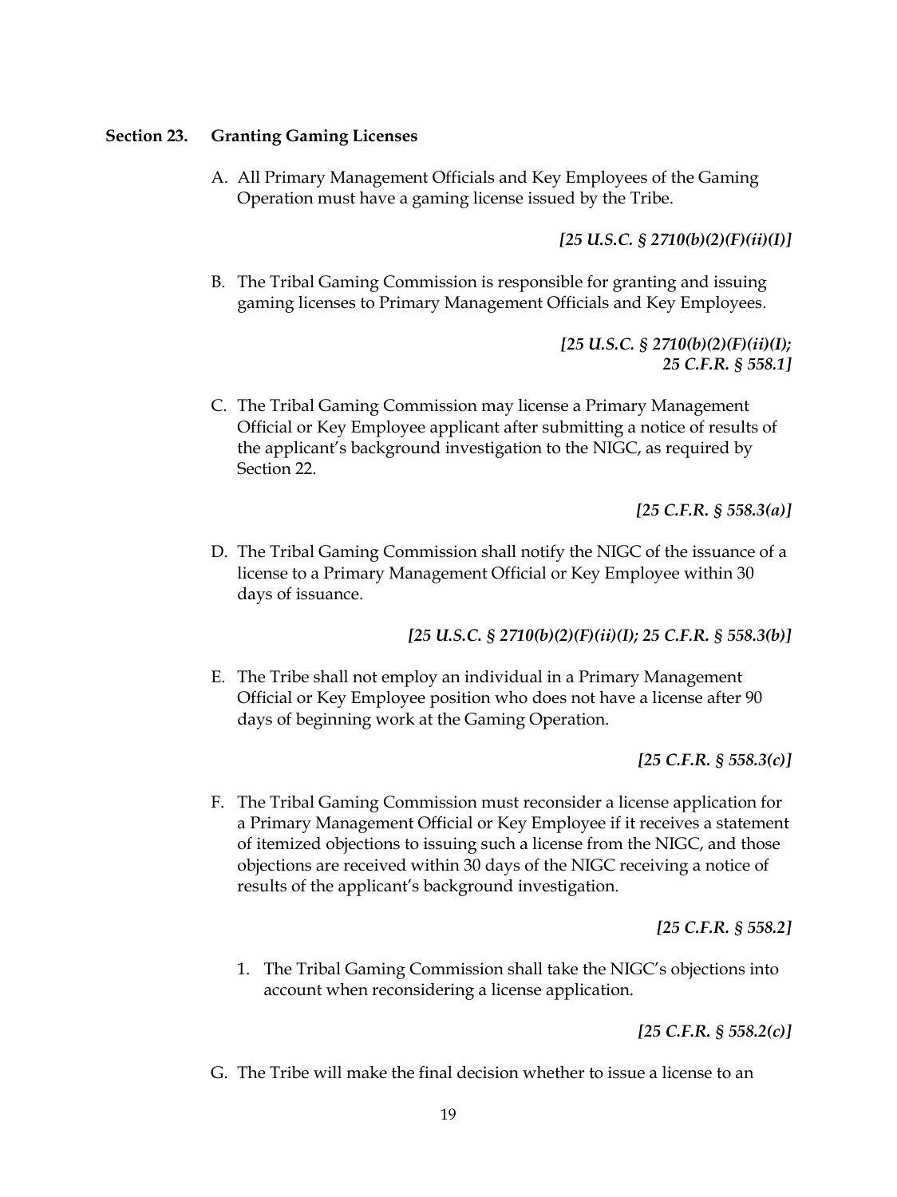## Section 23. Granting Gaming Licenses

A. All Primary Management Officials and Key Employees of the Gaming Operation must have a gaming license issued by the Tribe.

*[25 U.S.C. § 2710(b)(2)(F)(ii)(I)]*

B. The Tribal Gaming Commission is responsible for granting and issuing gaming licenses to Primary Management Officials and Key Employees.

*[25 U.S.C. § 2710(b)(2)(F)(ii)(I); 25 C.F.R. § 558.1]*

C. The Tribal Gaming Commission may license a Primary Management Official or Key Employee applicant after submitting a notice of results of the applicant's background investigation to the NIGC, as required by Section 22.

*[25 C.F.R. § 558.3(a)]*

D. The Tribal Gaming Commission shall notify the NIGC of the issuance of a license to a Primary Management Official or Key Employee within 30 days of issuance.

*[25 U.S.C. § 2710(b)(2)(F)(ii)(I); 25 C.F.R. § 558.3(b)]*

E. The Tribe shall not employ an individual in a Primary Management Official or Key Employee position who does not have a license after 90 days of beginning work at the Gaming Operation.

*[25 C.F.R. § 558.3(c)]*

F. The Tribal Gaming Commission must reconsider a license application for a Primary Management Official or Key Employee if it receives a statement of itemized objections to issuing such a license from the NIGC, and those objections are received within 30 days of the NIGC receiving a notice of results of the applicant's background investigation.

*[25 C.F.R. § 558.2]*

1. The Tribal Gaming Commission shall take the NIGC's objections into account when reconsidering a license application.

*[25 C.F.R. § 558.2(c)]*

G. The Tribe will make the final decision whether to issue a license to an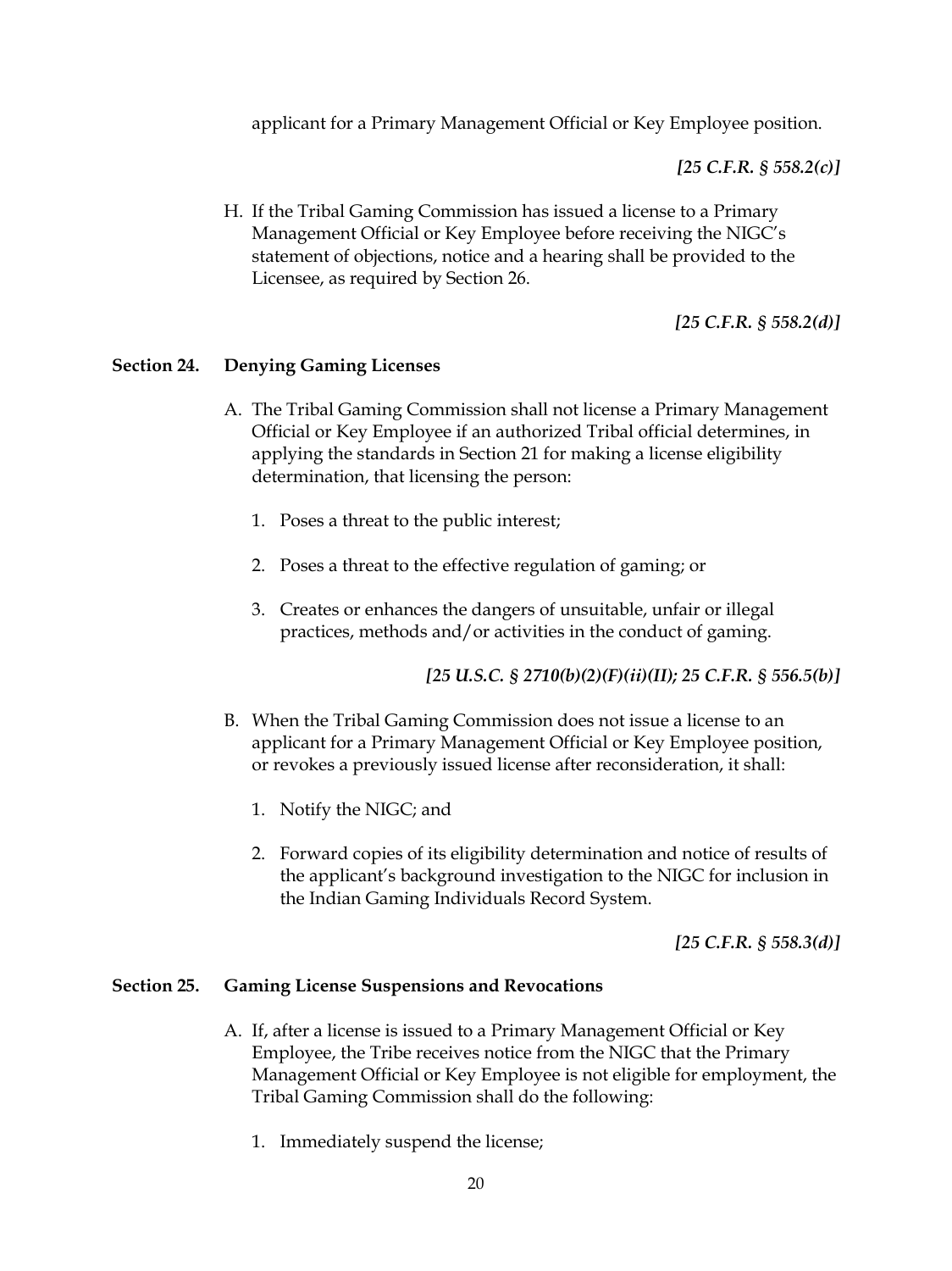applicant for a Primary Management Official or Key Employee position.

*[25 C.F.R. § 558.2(c)]*

H. If the Tribal Gaming Commission has issued a license to a Primary Management Official or Key Employee before receiving the NIGC's statement of objections, notice and a hearing shall be provided to the Licensee, as required by Section 26.

*[25 C.F.R. § 558.2(d)]*

## Section 24. Denying Gaming Licenses

A. The Tribal Gaming Commission shall not license a Primary Management Official or Key Employee if an authorized Tribal official determines, in applying the standards in Section 21 for making a license eligibility determination, that licensing the person:

   1. Poses a threat to the public interest;

   2. Poses a threat to the effective regulation of gaming; or

   3. Creates or enhances the dangers of unsuitable, unfair or illegal practices, methods and/or activities in the conduct of gaming.

*[25 U.S.C. § 2710(b)(2)(F)(ii)(II); 25 C.F.R. § 556.5(b)]*

B. When the Tribal Gaming Commission does not issue a license to an applicant for a Primary Management Official or Key Employee position, or revokes a previously issued license after reconsideration, it shall:

   1. Notify the NIGC; and

   2. Forward copies of its eligibility determination and notice of results of the applicant's background investigation to the NIGC for inclusion in the Indian Gaming Individuals Record System.

*[25 C.F.R. § 558.3(d)]*

## Section 25. Gaming License Suspensions and Revocations

A. If, after a license is issued to a Primary Management Official or Key Employee, the Tribe receives notice from the NIGC that the Primary Management Official or Key Employee is not eligible for employment, the Tribal Gaming Commission shall do the following:

   1. Immediately suspend the license;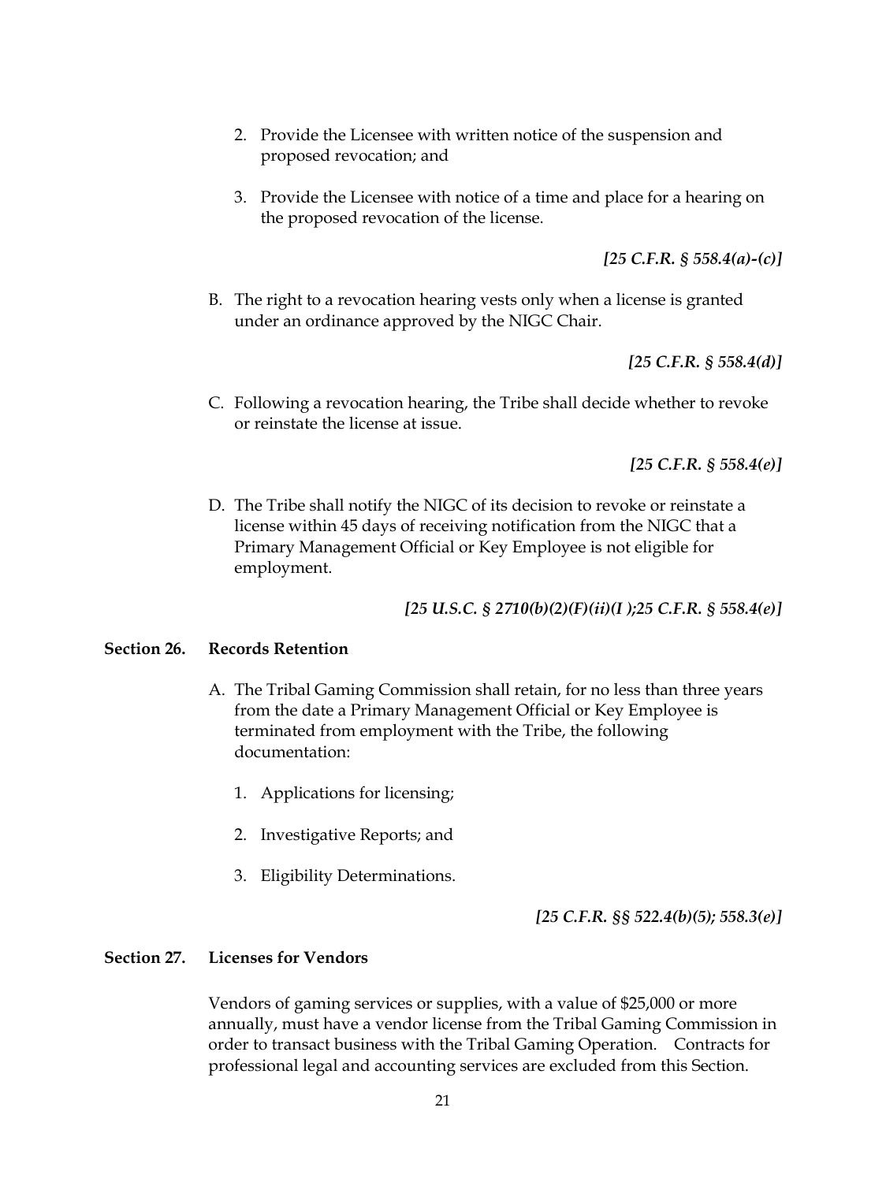2. Provide the Licensee with written notice of the suspension and proposed revocation; and

3. Provide the Licensee with notice of a time and place for a hearing on the proposed revocation of the license.

*[25 C.F.R. § 558.4(a)-(c)]*

B. The right to a revocation hearing vests only when a license is granted under an ordinance approved by the NIGC Chair.

*[25 C.F.R. § 558.4(d)]*

C. Following a revocation hearing, the Tribe shall decide whether to revoke or reinstate the license at issue.

*[25 C.F.R. § 558.4(e)]*

D. The Tribe shall notify the NIGC of its decision to revoke or reinstate a license within 45 days of receiving notification from the NIGC that a Primary Management Official or Key Employee is not eligible for employment.

*[25 U.S.C. § 2710(b)(2)(F)(ii)(I );25 C.F.R. § 558.4(e)]*

**Section 26. Records Retention**

A. The Tribal Gaming Commission shall retain, for no less than three years from the date a Primary Management Official or Key Employee is terminated from employment with the Tribe, the following documentation:

1. Applications for licensing;

2. Investigative Reports; and

3. Eligibility Determinations.

*[25 C.F.R. §§ 522.4(b)(5); 558.3(e)]*

**Section 27. Licenses for Vendors**

Vendors of gaming services or supplies, with a value of $25,000 or more annually, must have a vendor license from the Tribal Gaming Commission in order to transact business with the Tribal Gaming Operation. Contracts for professional legal and accounting services are excluded from this Section.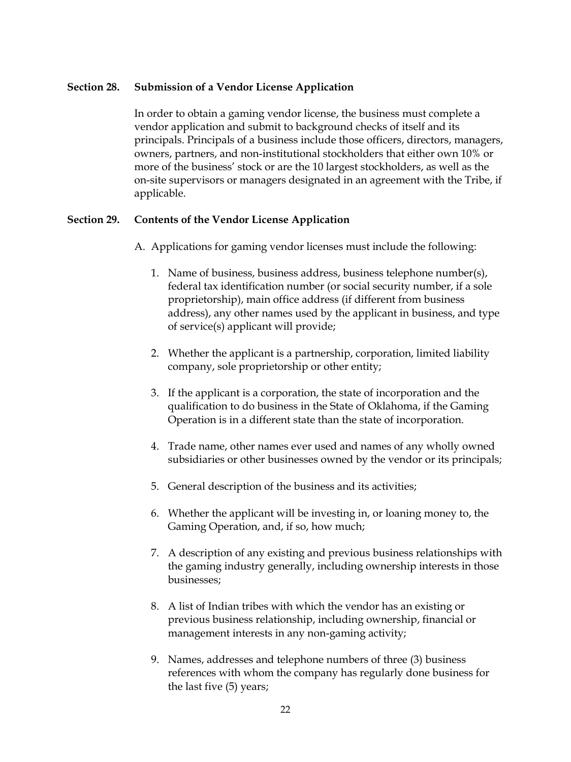## Section 28. Submission of a Vendor License Application

In order to obtain a gaming vendor license, the business must complete a vendor application and submit to background checks of itself and its principals. Principals of a business include those officers, directors, managers, owners, partners, and non-institutional stockholders that either own 10% or more of the business' stock or are the 10 largest stockholders, as well as the on-site supervisors or managers designated in an agreement with the Tribe, if applicable.

## Section 29. Contents of the Vendor License Application

A. Applications for gaming vendor licenses must include the following:

1. Name of business, business address, business telephone number(s), federal tax identification number (or social security number, if a sole proprietorship), main office address (if different from business address), any other names used by the applicant in business, and type of service(s) applicant will provide;

2. Whether the applicant is a partnership, corporation, limited liability company, sole proprietorship or other entity;

3. If the applicant is a corporation, the state of incorporation and the qualification to do business in the State of Oklahoma, if the Gaming Operation is in a different state than the state of incorporation.

4. Trade name, other names ever used and names of any wholly owned subsidiaries or other businesses owned by the vendor or its principals;

5. General description of the business and its activities;

6. Whether the applicant will be investing in, or loaning money to, the Gaming Operation, and, if so, how much;

7. A description of any existing and previous business relationships with the gaming industry generally, including ownership interests in those businesses;

8. A list of Indian tribes with which the vendor has an existing or previous business relationship, including ownership, financial or management interests in any non-gaming activity;

9. Names, addresses and telephone numbers of three (3) business references with whom the company has regularly done business for the last five (5) years;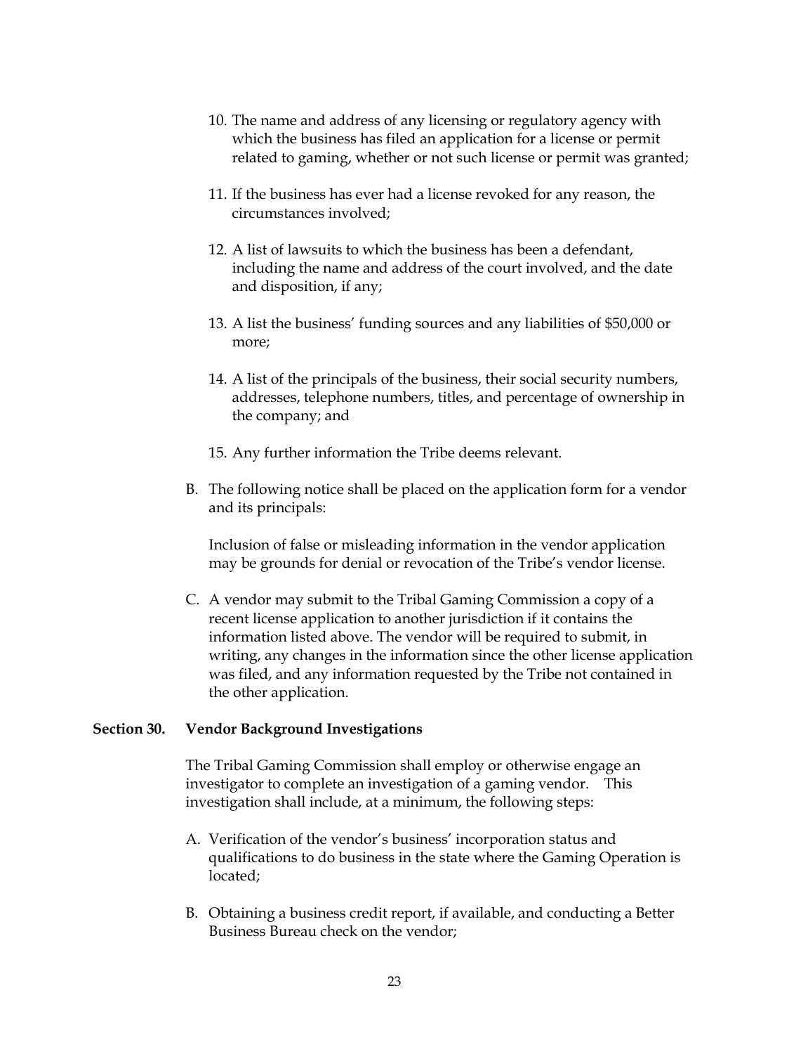10. The name and address of any licensing or regulatory agency with which the business has filed an application for a license or permit related to gaming, whether or not such license or permit was granted;

11. If the business has ever had a license revoked for any reason, the circumstances involved;

12. A list of lawsuits to which the business has been a defendant, including the name and address of the court involved, and the date and disposition, if any;

13. A list the business' funding sources and any liabilities of $50,000 or more;

14. A list of the principals of the business, their social security numbers, addresses, telephone numbers, titles, and percentage of ownership in the company; and

15. Any further information the Tribe deems relevant.

B. The following notice shall be placed on the application form for a vendor and its principals:

   Inclusion of false or misleading information in the vendor application may be grounds for denial or revocation of the Tribe's vendor license.

C. A vendor may submit to the Tribal Gaming Commission a copy of a recent license application to another jurisdiction if it contains the information listed above. The vendor will be required to submit, in writing, any changes in the information since the other license application was filed, and any information requested by the Tribe not contained in the other application.

## Section 30. Vendor Background Investigations

The Tribal Gaming Commission shall employ or otherwise engage an investigator to complete an investigation of a gaming vendor. This investigation shall include, at a minimum, the following steps:

A. Verification of the vendor's business' incorporation status and qualifications to do business in the state where the Gaming Operation is located;

B. Obtaining a business credit report, if available, and conducting a Better Business Bureau check on the vendor;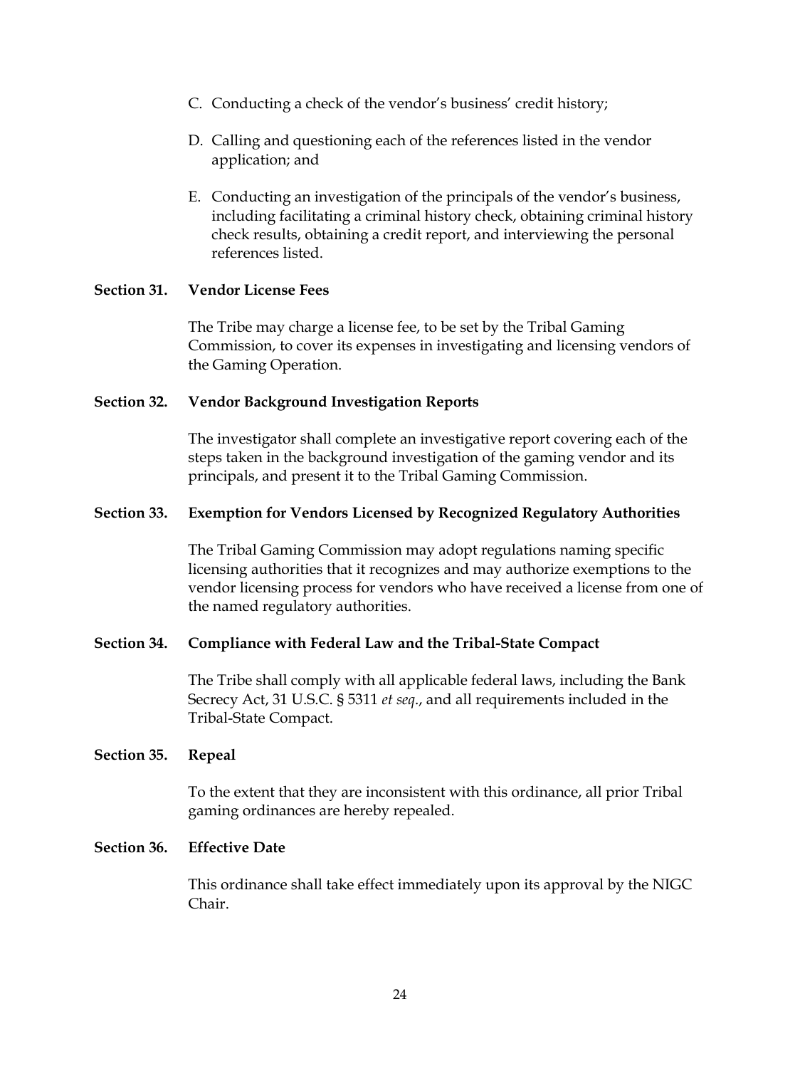C. Conducting a check of the vendor's business' credit history;

D. Calling and questioning each of the references listed in the vendor application; and

E. Conducting an investigation of the principals of the vendor's business, including facilitating a criminal history check, obtaining criminal history check results, obtaining a credit report, and interviewing the personal references listed.

**Section 31. Vendor License Fees**

The Tribe may charge a license fee, to be set by the Tribal Gaming Commission, to cover its expenses in investigating and licensing vendors of the Gaming Operation.

**Section 32. Vendor Background Investigation Reports**

The investigator shall complete an investigative report covering each of the steps taken in the background investigation of the gaming vendor and its principals, and present it to the Tribal Gaming Commission.

**Section 33. Exemption for Vendors Licensed by Recognized Regulatory Authorities**

The Tribal Gaming Commission may adopt regulations naming specific licensing authorities that it recognizes and may authorize exemptions to the vendor licensing process for vendors who have received a license from one of the named regulatory authorities.

**Section 34. Compliance with Federal Law and the Tribal-State Compact**

The Tribe shall comply with all applicable federal laws, including the Bank Secrecy Act, 31 U.S.C. § 5311 *et seq*., and all requirements included in the Tribal-State Compact.

**Section 35. Repeal**

To the extent that they are inconsistent with this ordinance, all prior Tribal gaming ordinances are hereby repealed.

**Section 36. Effective Date**

This ordinance shall take effect immediately upon its approval by the NIGC Chair.